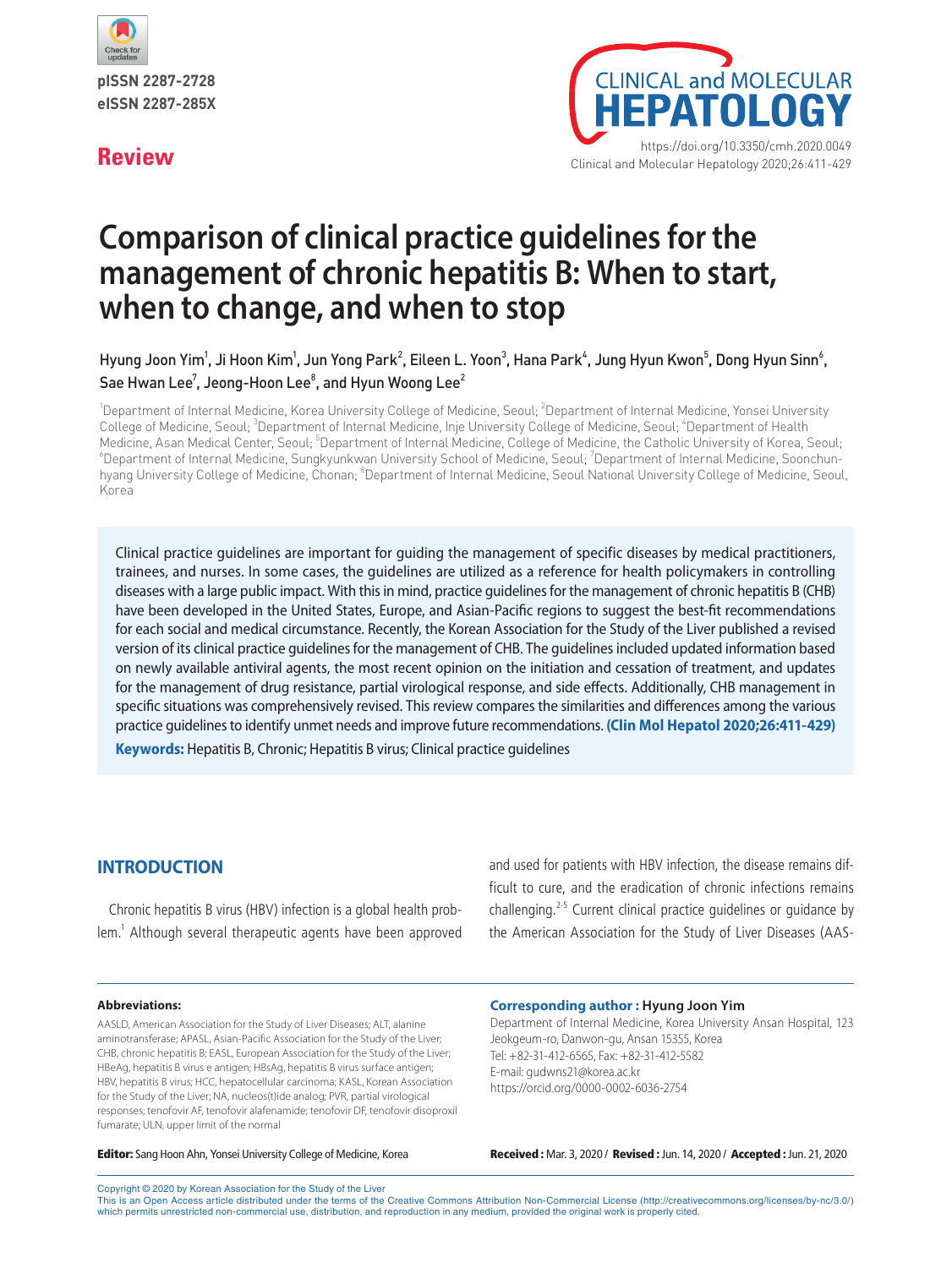pISSN 2287-2728
eISSN 2287-285X

**Review**

https://doi.org/10.3350/cmh.2020.0049

# Comparison of clinical practice guidelines for the management of chronic hepatitis B: When to start, when to change, and when to stop

Hyung Joon Yim[1], Ji Hoon Kim[1], Jun Yong Park[2], Eileen L. Yoon[3], Hana Park[4], Jung Hyun Kwon[5], Dong Hyun Sinn[6], Sae Hwan Lee[7], Jeong-Hoon Lee[8], and Hyun Woong Lee[2]

[1]Department of Internal Medicine, Korea University College of Medicine, Seoul; [2]Department of Internal Medicine, Yonsei University College of Medicine, Seoul; [3]Department of Internal Medicine, Inje University College of Medicine, Seoul; [4]Department of Health Medicine, Asan Medical Center, Seoul; [5]Department of Internal Medicine, College of Medicine, the Catholic University of Korea, Seoul; [6]Department of Internal Medicine, Sungkyunkwan University School of Medicine, Seoul; [7]Department of Internal Medicine, Soonchunhyang University College of Medicine, Chonan; [8]Department of Internal Medicine, Seoul National University College of Medicine, Seoul, Korea

Clinical practice guidelines are important for guiding the management of specific diseases by medical practitioners, trainees, and nurses. In some cases, the guidelines are utilized as a reference for health policymakers in controlling diseases with a large public impact. With this in mind, practice guidelines for the management of chronic hepatitis B (CHB) have been developed in the United States, Europe, and Asian-Pacific regions to suggest the best-fit recommendations for each social and medical circumstance. Recently, the Korean Association for the Study of the Liver published a revised version of its clinical practice guidelines for the management of CHB. The guidelines included updated information based on newly available antiviral agents, the most recent opinion on the initiation and cessation of treatment, and updates for the management of drug resistance, partial virological response, and side effects. Additionally, CHB management in specific situations was comprehensively revised. This review compares the similarities and differences among the various practice guidelines to identify unmet needs and improve future recommendations. **(Clin Mol Hepatol 2020;26:411-429)**

**Keywords:** Hepatitis B, Chronic; Hepatitis B virus; Clinical practice guidelines

## INTRODUCTION

Chronic hepatitis B virus (HBV) infection is a global health problem.[1] Although several therapeutic agents have been approved and used for patients with HBV infection, the disease remains difficult to cure, and the eradication of chronic infections remains challenging.[2-5] Current clinical practice guidelines or guidance by the American Association for the Study of Liver Diseases (AAS-

**Abbreviations:**
AASLD, American Association for the Study of Liver Diseases; ALT, alanine aminotransferase; APASL, Asian-Pacific Association for the Study of the Liver; CHB, chronic hepatitis B; EASL, European Association for the Study of the Liver; HBeAg, hepatitis B virus e antigen; HBsAg, hepatitis B virus surface antigen; HBV, hepatitis B virus; HCC, hepatocellular carcinoma; KASL, Korean Association for the Study of the Liver; NA, nucleos(t)ide analog; PVR, partial virological responses; tenofovir AF, tenofovir alafenamide; tenofovir DF, tenofovir disoproxil fumarate; ULN, upper limit of the normal

**Corresponding author : Hyung Joon Yim**
Department of Internal Medicine, Korea University Ansan Hospital, 123 Jeokgeum-ro, Danwon-gu, Ansan 15355, Korea
Tel: +82-31-412-6565, Fax: +82-31-412-5582
E-mail: gudwns21@korea.ac.kr
https://orcid.org/0000-0002-6036-2754

**Editor:** Sang Hoon Ahn, Yonsei University College of Medicine, Korea

**Received :** Mar. 3, 2020 / **Revised :** Jun. 14, 2020 / **Accepted :** Jun. 21, 2020

Copyright © 2020 by Korean Association for the Study of the Liver
This is an Open Access article distributed under the terms of the Creative Commons Attribution Non-Commercial License (http://creativecommons.org/licenses/by-nc/3.0/) which permits unrestricted non-commercial use, distribution, and reproduction in any medium, provided the original work is properly cited.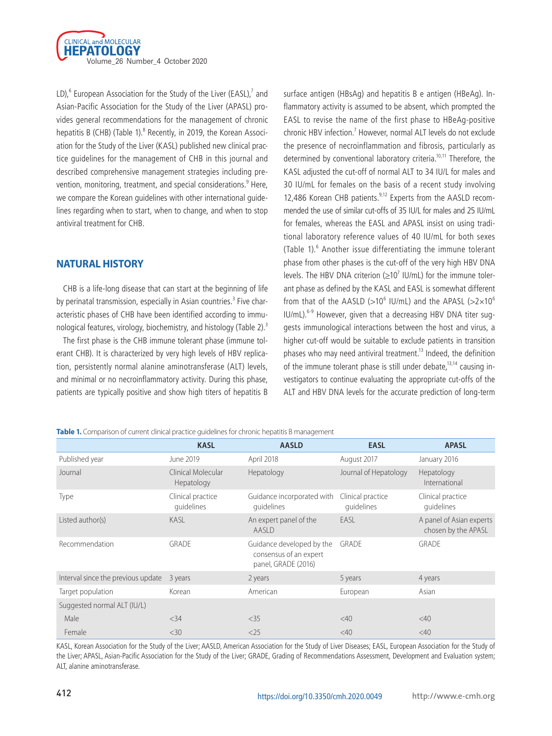LD),[6] European Association for the Study of the Liver (EASL),[7] and Asian-Pacific Association for the Study of the Liver (APASL) provides general recommendations for the management of chronic hepatitis B (CHB) (Table 1).[8] Recently, in 2019, the Korean Association for the Study of the Liver (KASL) published new clinical practice guidelines for the management of CHB in this journal and described comprehensive management strategies including prevention, monitoring, treatment, and special considerations.[9] Here, we compare the Korean guidelines with other international guidelines regarding when to start, when to change, and when to stop antiviral treatment for CHB.

## NATURAL HISTORY

CHB is a life-long disease that can start at the beginning of life by perinatal transmission, especially in Asian countries.[3] Five characteristic phases of CHB have been identified according to immunological features, virology, biochemistry, and histology (Table 2).[3]

The first phase is the CHB immune tolerant phase (immune tolerant CHB). It is characterized by very high levels of HBV replication, persistently normal alanine aminotransferase (ALT) levels, and minimal or no necroinflammatory activity. During this phase, patients are typically positive and show high titers of hepatitis B surface antigen (HBsAg) and hepatitis B e antigen (HBeAg). Inflammatory activity is assumed to be absent, which prompted the EASL to revise the name of the first phase to HBeAg-positive chronic HBV infection.[7] However, normal ALT levels do not exclude the presence of necroinflammation and fibrosis, particularly as determined by conventional laboratory criteria.[10,11] Therefore, the KASL adjusted the cut-off of normal ALT to 34 IU/L for males and 30 IU/mL for females on the basis of a recent study involving 12,486 Korean CHB patients.[9,12] Experts from the AASLD recommended the use of similar cut-offs of 35 IU/L for males and 25 IU/mL for females, whereas the EASL and APASL insist on using traditional laboratory reference values of 40 IU/mL for both sexes (Table 1).[6] Another issue differentiating the immune tolerant phase from other phases is the cut-off of the very high HBV DNA levels. The HBV DNA criterion ($\geq 10^7$ IU/mL) for the immune tolerant phase as defined by the KASL and EASL is somewhat different from that of the AASLD ($>10^6$ IU/mL) and the APASL ($>2\times10^6$ IU/mL).[6-9] However, given that a decreasing HBV DNA titer suggests immunological interactions between the host and virus, a higher cut-off would be suitable to exclude patients in transition phases who may need antiviral treatment.[13] Indeed, the definition of the immune tolerant phase is still under debate,[13,14] causing investigators to continue evaluating the appropriate cut-offs of the ALT and HBV DNA levels for the accurate prediction of long-term

**Table 1.** Comparison of current clinical practice guidelines for chronic hepatitis B management

| | KASL | AASLD | EASL | APASL |
|---|---|---|---|---|
| Published year | June 2019 | April 2018 | August 2017 | January 2016 |
| Journal | Clinical Molecular Hepatology | Hepatology | Journal of Hepatology | Hepatology International |
| Type | Clinical practice guidelines | Guidance incorporated with guidelines | Clinical practice guidelines | Clinical practice guidelines |
| Listed author(s) | KASL | An expert panel of the AASLD | EASL | A panel of Asian experts chosen by the APASL |
| Recommendation | GRADE | Guidance developed by the consensus of an expert panel, GRADE (2016) | GRADE | GRADE |
| Interval since the previous update | 3 years | 2 years | 5 years | 4 years |
| Target population | Korean | American | European | Asian |
| Suggested normal ALT (IU/L) | | | | |
| Male | <34 | <35 | <40 | <40 |
| Female | <30 | <25 | <40 | <40 |

KASL, Korean Association for the Study of the Liver; AASLD, American Association for the Study of Liver Diseases; EASL, European Association for the Study of the Liver; APASL, Asian-Pacific Association for the Study of the Liver; GRADE, Grading of Recommendations Assessment, Development and Evaluation system; ALT, alanine aminotransferase.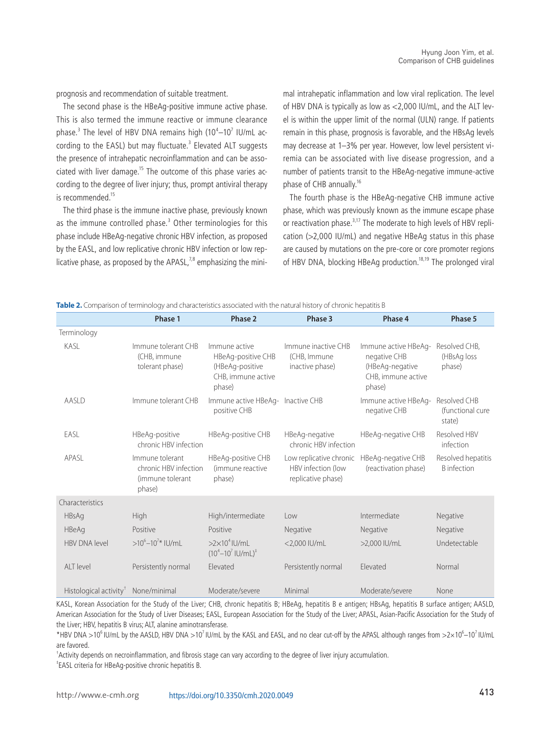prognosis and recommendation of suitable treatment.

The second phase is the HBeAg-positive immune active phase. This is also termed the immune reactive or immune clearance phase.[3] The level of HBV DNA remains high ($10^4$–$10^7$ IU/mL according to the EASL) but may fluctuate.[3] Elevated ALT suggests the presence of intrahepatic necroinflammation and can be associated with liver damage.[15] The outcome of this phase varies according to the degree of liver injury; thus, prompt antiviral therapy is recommended.[15]

The third phase is the immune inactive phase, previously known as the immune controlled phase.[3] Other terminologies for this phase include HBeAg-negative chronic HBV infection, as proposed by the EASL, and low replicative chronic HBV infection or low replicative phase, as proposed by the APASL,[7,8] emphasizing the minimal intrahepatic inflammation and low viral replication. The level of HBV DNA is typically as low as <2,000 IU/mL, and the ALT level is within the upper limit of the normal (ULN) range. If patients remain in this phase, prognosis is favorable, and the HBsAg levels may decrease at 1–3% per year. However, low level persistent viremia can be associated with live disease progression, and a number of patients transit to the HBeAg-negative immune-active phase of CHB annually.[16]

The fourth phase is the HBeAg-negative CHB immune active phase, which was previously known as the immune escape phase or reactivation phase.[3,17] The moderate to high levels of HBV replication (>2,000 IU/mL) and negative HBeAg status in this phase are caused by mutations on the pre-core or core promoter regions of HBV DNA, blocking HBeAg production.[18,19] The prolonged viral

**Table 2.** Comparison of terminology and characteristics associated with the natural history of chronic hepatitis B

| | Phase 1 | Phase 2 | Phase 3 | Phase 4 | Phase 5 |
|---|---|---|---|---|---|
| Terminology | | | | | |
| KASL | Immune tolerant CHB (CHB, immune tolerant phase) | Immune active HBeAg-positive CHB (HBeAg-positive CHB, immune active phase) | Immune inactive CHB (CHB, Immune inactive phase) | Immune active HBeAg-negative CHB (HBeAg-negative CHB, immune active phase) | Resolved CHB, (HBsAg loss phase) |
| AASLD | Immune tolerant CHB | Immune active HBeAg-positive CHB | Inactive CHB | Immune active HBeAg-negative CHB | Resolved CHB (functional cure state) |
| EASL | HBeAg-positive chronic HBV infection | HBeAg-positive CHB | HBeAg-negative chronic HBV infection | HBeAg-negative CHB | Resolved HBV infection |
| APASL | Immune tolerant chronic HBV infection (immune tolerant phase) | HBeAg-positive CHB (immune reactive phase) | Low replicative chronic HBV infection (low replicative phase) | HBeAg-negative CHB (reactivation phase) | Resolved hepatitis B infection |
| Characteristics | | | | | |
| HBsAg | High | High/intermediate | Low | Intermediate | Negative |
| HBeAg | Positive | Positive | Negative | Negative | Negative |
| HBV DNA level | $>10^6$–$10^7$* IU/mL | $>2\times10^4$ IU/mL ($10^4$–$10^7$ IU/mL)‡ | <2,000 IU/mL | >2,000 IU/mL | Undetectable |
| ALT level | Persistently normal | Elevated | Persistently normal | Elevated | Normal |
| Histological activity† | None/minimal | Moderate/severe | Minimal | Moderate/severe | None |

KASL, Korean Association for the Study of the Liver; CHB, chronic hepatitis B; HBeAg, hepatitis B e antigen; HBsAg, hepatitis B surface antigen; AASLD, American Association for the Study of Liver Diseases; EASL, European Association for the Study of the Liver; APASL, Asian-Pacific Association for the Study of the Liver; HBV, hepatitis B virus; ALT, alanine aminotransferase.

*HBV DNA $>10^6$ IU/mL by the AASLD, HBV DNA $>10^7$ IU/mL by the KASL and EASL, and no clear cut-off by the APASL although ranges from $>2\times10^6$–$10^7$ IU/mL are favored.

†Activity depends on necroinflammation, and fibrosis stage can vary according to the degree of liver injury accumulation.

‡EASL criteria for HBeAg-positive chronic hepatitis B.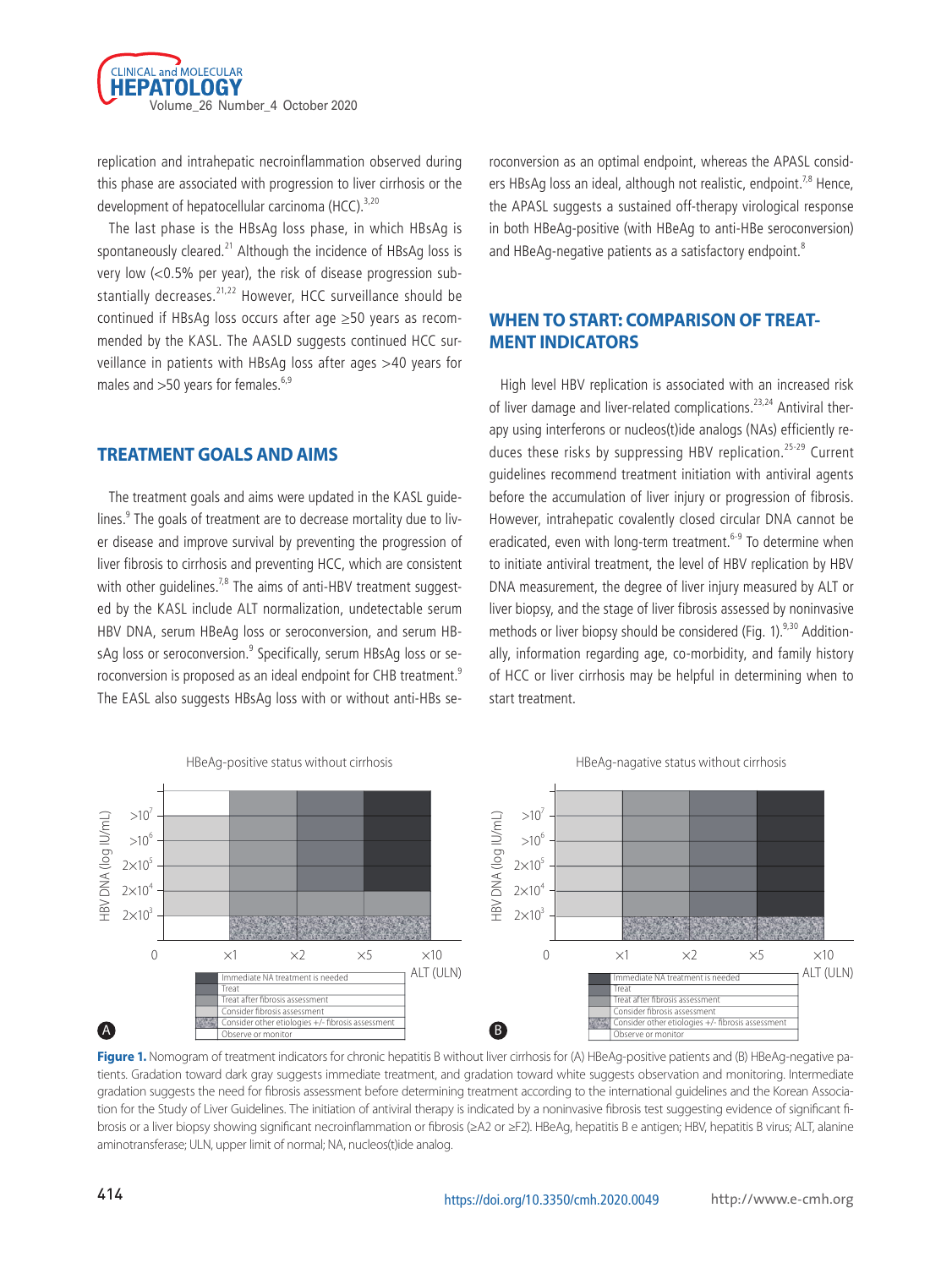replication and intrahepatic necroinflammation observed during this phase are associated with progression to liver cirrhosis or the development of hepatocellular carcinoma (HCC).[3,20]

The last phase is the HBsAg loss phase, in which HBsAg is spontaneously cleared.[21] Although the incidence of HBsAg loss is very low (<0.5% per year), the risk of disease progression substantially decreases.[21,22] However, HCC surveillance should be continued if HBsAg loss occurs after age ≥50 years as recommended by the KASL. The AASLD suggests continued HCC surveillance in patients with HBsAg loss after ages >40 years for males and >50 years for females.[6,9]

## TREATMENT GOALS AND AIMS

The treatment goals and aims were updated in the KASL guidelines.[9] The goals of treatment are to decrease mortality due to liver disease and improve survival by preventing the progression of liver fibrosis to cirrhosis and preventing HCC, which are consistent with other guidelines.[7,8] The aims of anti-HBV treatment suggested by the KASL include ALT normalization, undetectable serum HBV DNA, serum HBeAg loss or seroconversion, and serum HBsAg loss or seroconversion.[9] Specifically, serum HBsAg loss or seroconversion is proposed as an ideal endpoint for CHB treatment.[9] The EASL also suggests HBsAg loss with or without anti-HBs seroconversion as an optimal endpoint, whereas the APASL considers HBsAg loss an ideal, although not realistic, endpoint.[7,8] Hence, the APASL suggests a sustained off-therapy virological response in both HBeAg-positive (with HBeAg to anti-HBe seroconversion) and HBeAg-negative patients as a satisfactory endpoint.[8]

## WHEN TO START: COMPARISON OF TREATMENT INDICATORS

High level HBV replication is associated with an increased risk of liver damage and liver-related complications.[23,24] Antiviral therapy using interferons or nucleos(t)ide analogs (NAs) efficiently reduces these risks by suppressing HBV replication.[25-29] Current guidelines recommend treatment initiation with antiviral agents before the accumulation of liver injury or progression of fibrosis. However, intrahepatic covalently closed circular DNA cannot be eradicated, even with long-term treatment.[6-9] To determine when to initiate antiviral treatment, the level of HBV replication by HBV DNA measurement, the degree of liver injury measured by ALT or liver biopsy, and the stage of liver fibrosis assessed by noninvasive methods or liver biopsy should be considered (Fig. 1).[9,30] Additionally, information regarding age, co-morbidity, and family history of HCC or liver cirrhosis may be helpful in determining when to start treatment.

**Figure 1.** Nomogram of treatment indicators for chronic hepatitis B without liver cirrhosis for (A) HBeAg-positive patients and (B) HBeAg-negative patients. Gradation toward dark gray suggests immediate treatment, and gradation toward white suggests observation and monitoring. Intermediate gradation suggests the need for fibrosis assessment before determining treatment according to the international guidelines and the Korean Association for the Study of Liver Guidelines. The initiation of antiviral therapy is indicated by a noninvasive fibrosis test suggesting evidence of significant fibrosis or a liver biopsy showing significant necroinflammation or fibrosis (≥A2 or ≥F2). HBeAg, hepatitis B e antigen; HBV, hepatitis B virus; ALT, alanine aminotransferase; ULN, upper limit of normal; NA, nucleos(t)ide analog.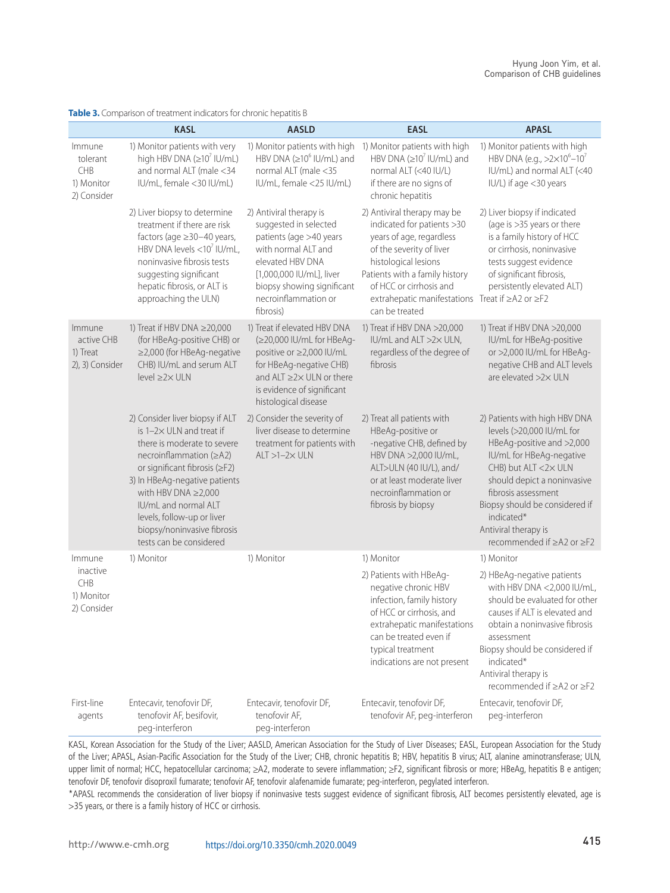**Table 3.** Comparison of treatment indicators for chronic hepatitis B

| | KASL | AASLD | EASL | APASL |
|---|---|---|---|---|
| Immune tolerant CHB<br>1) Monitor<br>2) Consider | 1) Monitor patients with very high HBV DNA (≥$10^7$ IU/mL) and normal ALT (male <34 IU/mL, female <30 IU/mL) | 1) Monitor patients with high HBV DNA (≥$10^6$ IU/mL) and normal ALT (male <35 IU/mL, female <25 IU/mL) | 1) Monitor patients with high HBV DNA (≥$10^7$ IU/mL) and normal ALT (<40 IU/L) if there are no signs of chronic hepatitis | 1) Monitor patients with high HBV DNA (e.g., >$2\times10^6$–$10^7$ IU/mL) and normal ALT (<40 IU/L) if age <30 years |
| | 2) Liver biopsy to determine treatment if there are risk factors (age ≥30–40 years, HBV DNA levels <$10^7$ IU/mL, noninvasive fibrosis tests suggesting significant hepatic fibrosis, or ALT is approaching the ULN) | 2) Antiviral therapy is suggested in selected patients (age >40 years with normal ALT and elevated HBV DNA [1,000,000 IU/mL], liver biopsy showing significant necroinflammation or fibrosis) | 2) Antiviral therapy may be indicated for patients >30 years of age, regardless of the severity of liver histological lesions<br>Patients with a family history of HCC or cirrhosis and extrahepatic manifestations can be treated | 2) Liver biopsy if indicated (age is >35 years or there is a family history of HCC or cirrhosis, noninvasive tests suggest evidence of significant fibrosis, persistently elevated ALT)<br>Treat if ≥A2 or ≥F2 |
| Immune active CHB<br>1) Treat<br>2), 3) Consider | 1) Treat if HBV DNA ≥20,000 (for HBeAg-positive CHB) or ≥2,000 (for HBeAg-negative CHB) IU/mL and serum ALT level ≥2× ULN | 1) Treat if elevated HBV DNA (≥20,000 IU/mL for HBeAg-positive or ≥2,000 IU/mL for HBeAg-negative CHB) and ALT ≥2× ULN or there is evidence of significant histological disease | 1) Treat if HBV DNA >20,000 IU/mL and ALT >2× ULN, regardless of the degree of fibrosis | 1) Treat if HBV DNA >20,000 IU/mL for HBeAg-positive or >2,000 IU/mL for HBeAg-negative CHB and ALT levels are elevated >2× ULN |
| | 2) Consider liver biopsy if ALT is 1–2× ULN and treat if there is moderate to severe necroinflammation (≥A2) or significant fibrosis (≥F2)<br>3) In HBeAg-negative patients with HBV DNA ≥2,000 IU/mL and normal ALT levels, follow-up or liver biopsy/noninvasive fibrosis tests can be considered | 2) Consider the severity of liver disease to determine treatment for patients with ALT >1–2× ULN | 2) Treat all patients with HBeAg-positive or -negative CHB, defined by HBV DNA >2,000 IU/mL, ALT>ULN (40 IU/L), and/or at least moderate liver necroinflammation or fibrosis by biopsy | 2) Patients with high HBV DNA levels (>20,000 IU/mL for HBeAg-positive and >2,000 IU/mL for HBeAg-negative CHB) but ALT <2× ULN should depict a noninvasive fibrosis assessment<br>Biopsy should be considered if indicated*<br>Antiviral therapy is recommended if ≥A2 or ≥F2 |
| Immune inactive CHB<br>1) Monitor<br>2) Consider | 1) Monitor | 1) Monitor | 1) Monitor<br>2) Patients with HBeAg-negative chronic HBV infection, family history of HCC or cirrhosis, and extrahepatic manifestations can be treated even if typical treatment indications are not present | 1) Monitor<br>2) HBeAg-negative patients with HBV DNA <2,000 IU/mL, should be evaluated for other causes if ALT is elevated and obtain a noninvasive fibrosis assessment<br>Biopsy should be considered if indicated*<br>Antiviral therapy is recommended if ≥A2 or ≥F2 |
| First-line agents | Entecavir, tenofovir DF, tenofovir AF, besifovir, peg-interferon | Entecavir, tenofovir DF, tenofovir AF, peg-interferon | Entecavir, tenofovir DF, tenofovir AF, peg-interferon | Entecavir, tenofovir DF, peg-interferon |

KASL, Korean Association for the Study of the Liver; AASLD, American Association for the Study of Liver Diseases; EASL, European Association for the Study of the Liver; APASL, Asian-Pacific Association for the Study of the Liver; CHB, chronic hepatitis B; HBV, hepatitis B virus; ALT, alanine aminotransferase; ULN, upper limit of normal; HCC, hepatocellular carcinoma; ≥A2, moderate to severe inflammation; ≥F2, significant fibrosis or more; HBeAg, hepatitis B e antigen; tenofovir DF, tenofovir disoproxil fumarate; tenofovir AF, tenofovir alafenamide fumarate; peg-interferon, pegylated interferon.

*APASL recommends the consideration of liver biopsy if noninvasive tests suggest evidence of significant fibrosis, ALT becomes persistently elevated, age is >35 years, or there is a family history of HCC or cirrhosis.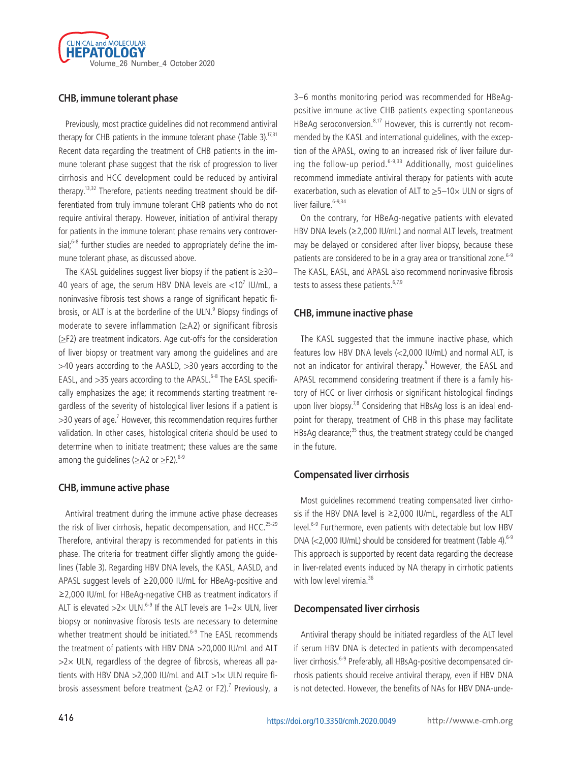## CHB, immune tolerant phase

Previously, most practice guidelines did not recommend antiviral therapy for CHB patients in the immune tolerant phase (Table 3).[17,31] Recent data regarding the treatment of CHB patients in the immune tolerant phase suggest that the risk of progression to liver cirrhosis and HCC development could be reduced by antiviral therapy.[13,32] Therefore, patients needing treatment should be differentiated from truly immune tolerant CHB patients who do not require antiviral therapy. However, initiation of antiviral therapy for patients in the immune tolerant phase remains very controversial;[6-8] further studies are needed to appropriately define the immune tolerant phase, as discussed above.

The KASL guidelines suggest liver biopsy if the patient is ≥30–40 years of age, the serum HBV DNA levels are $<10^7$ IU/mL, a noninvasive fibrosis test shows a range of significant hepatic fibrosis, or ALT is at the borderline of the ULN.[9] Biopsy findings of moderate to severe inflammation (≥A2) or significant fibrosis (≥F2) are treatment indicators. Age cut-offs for the consideration of liver biopsy or treatment vary among the guidelines and are >40 years according to the AASLD, >30 years according to the EASL, and >35 years according to the APASL.[6-8] The EASL specifically emphasizes the age; it recommends starting treatment regardless of the severity of histological liver lesions if a patient is >30 years of age.[7] However, this recommendation requires further validation. In other cases, histological criteria should be used to determine when to initiate treatment; these values are the same among the guidelines (≥A2 or ≥F2).[6-9]

## CHB, immune active phase

Antiviral treatment during the immune active phase decreases the risk of liver cirrhosis, hepatic decompensation, and HCC.[25-29] Therefore, antiviral therapy is recommended for patients in this phase. The criteria for treatment differ slightly among the guidelines (Table 3). Regarding HBV DNA levels, the KASL, AASLD, and APASL suggest levels of ≥20,000 IU/mL for HBeAg-positive and ≥2,000 IU/mL for HBeAg-negative CHB as treatment indicators if ALT is elevated >2× ULN.[6-9] If the ALT levels are 1–2× ULN, liver biopsy or noninvasive fibrosis tests are necessary to determine whether treatment should be initiated.[6-9] The EASL recommends the treatment of patients with HBV DNA >20,000 IU/mL and ALT >2× ULN, regardless of the degree of fibrosis, whereas all patients with HBV DNA >2,000 IU/mL and ALT >1× ULN require fibrosis assessment before treatment (≥A2 or F2).[7] Previously, a 3–6 months monitoring period was recommended for HBeAg-positive immune active CHB patients expecting spontaneous HBeAg seroconversion.[8,17] However, this is currently not recommended by the KASL and international guidelines, with the exception of the APASL, owing to an increased risk of liver failure during the follow-up period.[6-9,33] Additionally, most guidelines recommend immediate antiviral therapy for patients with acute exacerbation, such as elevation of ALT to ≥5–10× ULN or signs of liver failure.[6-9,34]

On the contrary, for HBeAg-negative patients with elevated HBV DNA levels (≥2,000 IU/mL) and normal ALT levels, treatment may be delayed or considered after liver biopsy, because these patients are considered to be in a gray area or transitional zone.[6-9] The KASL, EASL, and APASL also recommend noninvasive fibrosis tests to assess these patients.[6,7,9]

## CHB, immune inactive phase

The KASL suggested that the immune inactive phase, which features low HBV DNA levels (<2,000 IU/mL) and normal ALT, is not an indicator for antiviral therapy.[9] However, the EASL and APASL recommend considering treatment if there is a family history of HCC or liver cirrhosis or significant histological findings upon liver biopsy.[7,8] Considering that HBsAg loss is an ideal endpoint for therapy, treatment of CHB in this phase may facilitate HBsAg clearance;[35] thus, the treatment strategy could be changed in the future.

## Compensated liver cirrhosis

Most guidelines recommend treating compensated liver cirrhosis if the HBV DNA level is ≥2,000 IU/mL, regardless of the ALT level.[6-9] Furthermore, even patients with detectable but low HBV DNA (<2,000 IU/mL) should be considered for treatment (Table 4).[6-9] This approach is supported by recent data regarding the decrease in liver-related events induced by NA therapy in cirrhotic patients with low level viremia.[36]

## Decompensated liver cirrhosis

Antiviral therapy should be initiated regardless of the ALT level if serum HBV DNA is detected in patients with decompensated liver cirrhosis.[6-9] Preferably, all HBsAg-positive decompensated cirrhosis patients should receive antiviral therapy, even if HBV DNA is not detected. However, the benefits of NAs for HBV DNA-unde-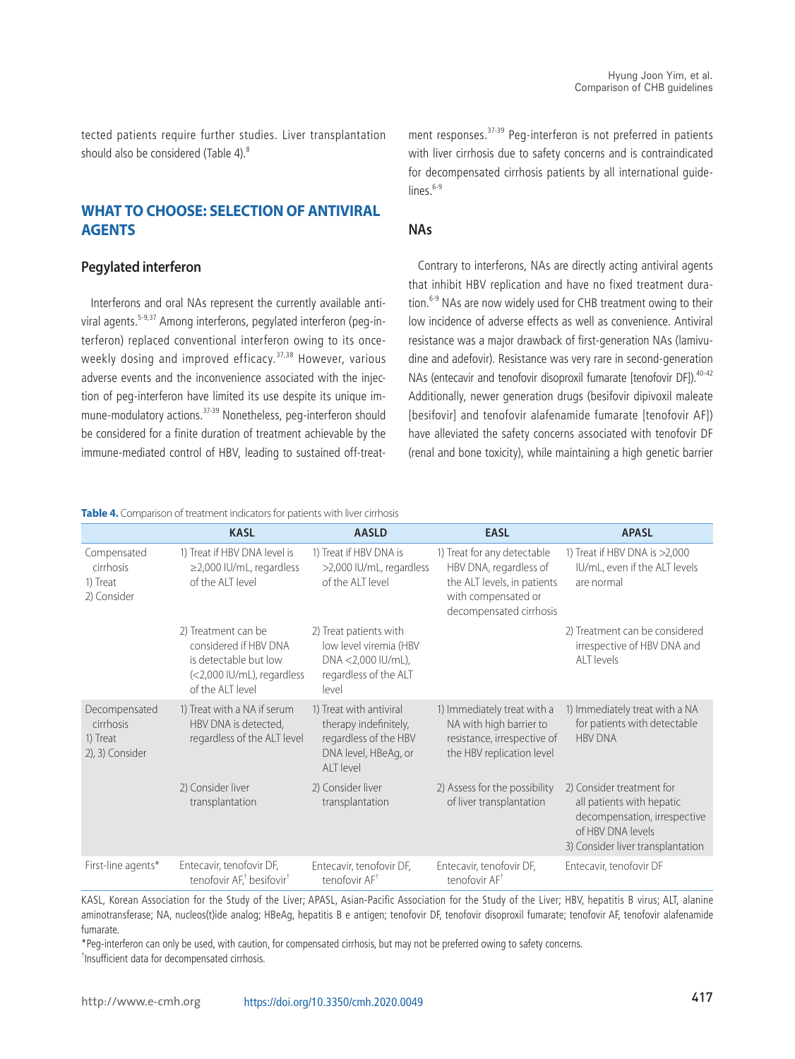tected patients require further studies. Liver transplantation should also be considered (Table 4).[8]

## WHAT TO CHOOSE: SELECTION OF ANTIVIRAL AGENTS

### Pegylated interferon

Interferons and oral NAs represent the currently available antiviral agents.[5-9,37] Among interferons, pegylated interferon (peg-interferon) replaced conventional interferon owing to its once-weekly dosing and improved efficacy.[37,38] However, various adverse events and the inconvenience associated with the injection of peg-interferon have limited its use despite its unique immune-modulatory actions.[37-39] Nonetheless, peg-interferon should be considered for a finite duration of treatment achievable by the immune-mediated control of HBV, leading to sustained off-treatment responses.[37-39] Peg-interferon is not preferred in patients with liver cirrhosis due to safety concerns and is contraindicated for decompensated cirrhosis patients by all international guidelines.[6-9]

### NAs

Contrary to interferons, NAs are directly acting antiviral agents that inhibit HBV replication and have no fixed treatment duration.[6-9] NAs are now widely used for CHB treatment owing to their low incidence of adverse effects as well as convenience. Antiviral resistance was a major drawback of first-generation NAs (lamivudine and adefovir). Resistance was very rare in second-generation NAs (entecavir and tenofovir disoproxil fumarate [tenofovir DF]).[40-42] Additionally, newer generation drugs (besifovir dipivoxil maleate [besifovir] and tenofovir alafenamide fumarate [tenofovir AF]) have alleviated the safety concerns associated with tenofovir DF (renal and bone toxicity), while maintaining a high genetic barrier

**Table 4.** Comparison of treatment indicators for patients with liver cirrhosis

| | KASL | AASLD | EASL | APASL |
|---|---|---|---|---|
| Compensated cirrhosis<br>1) Treat<br>2) Consider | 1) Treat if HBV DNA level is ≥2,000 IU/mL, regardless of the ALT level | 1) Treat if HBV DNA is >2,000 IU/mL, regardless of the ALT level | 1) Treat for any detectable HBV DNA, regardless of the ALT levels, in patients with compensated or decompensated cirrhosis | 1) Treat if HBV DNA is >2,000 IU/mL, even if the ALT levels are normal |
| | 2) Treatment can be considered if HBV DNA is detectable but low (<2,000 IU/mL), regardless of the ALT level | 2) Treat patients with low level viremia (HBV DNA <2,000 IU/mL), regardless of the ALT level | | 2) Treatment can be considered irrespective of HBV DNA and ALT levels |
| Decompensated cirrhosis<br>1) Treat<br>2), 3) Consider | 1) Treat with a NA if serum HBV DNA is detected, regardless of the ALT level | 1) Treat with antiviral therapy indefinitely, regardless of the HBV DNA level, HBeAg, or ALT level | 1) Immediately treat with a NA with high barrier to resistance, irrespective of the HBV replication level | 1) Immediately treat with a NA for patients with detectable HBV DNA |
| | 2) Consider liver transplantation | 2) Consider liver transplantation | 2) Assess for the possibility of liver transplantation | 2) Consider treatment for all patients with hepatic decompensation, irrespective of HBV DNA levels<br>3) Consider liver transplantation |
| First-line agents* | Entecavir, tenofovir DF, tenofovir AF,[†] besifovir[†] | Entecavir, tenofovir DF, tenofovir AF[†] | Entecavir, tenofovir DF, tenofovir AF[†] | Entecavir, tenofovir DF |

KASL, Korean Association for the Study of the Liver; APASL, Asian-Pacific Association for the Study of the Liver; HBV, hepatitis B virus; ALT, alanine aminotransferase; NA, nucleos(t)ide analog; HBeAg, hepatitis B e antigen; tenofovir DF, tenofovir disoproxil fumarate; tenofovir AF, tenofovir alafenamide fumarate.

*Peg-interferon can only be used, with caution, for compensated cirrhosis, but may not be preferred owing to safety concerns.

[†]Insufficient data for decompensated cirrhosis.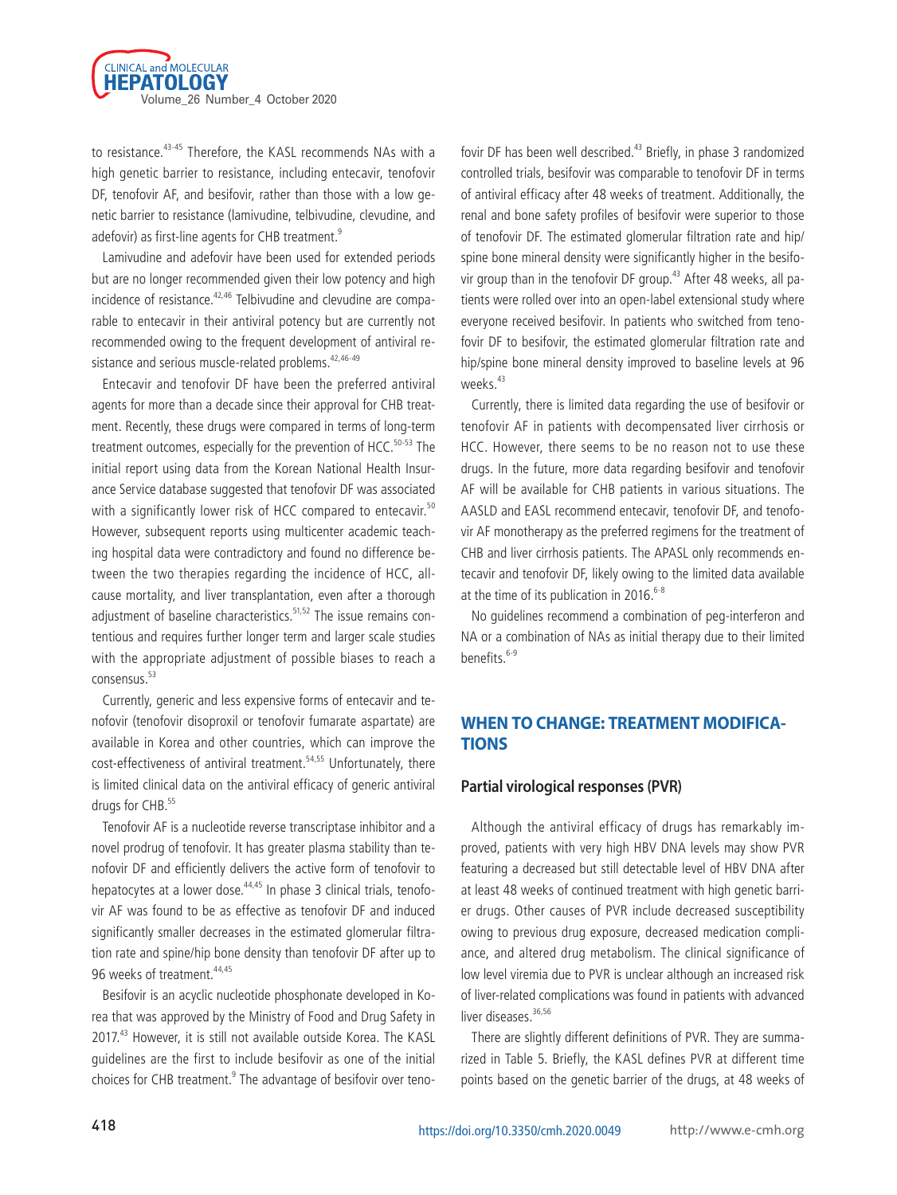to resistance.[43-45] Therefore, the KASL recommends NAs with a high genetic barrier to resistance, including entecavir, tenofovir DF, tenofovir AF, and besifovir, rather than those with a low genetic barrier to resistance (lamivudine, telbivudine, clevudine, and adefovir) as first-line agents for CHB treatment.[9]

Lamivudine and adefovir have been used for extended periods but are no longer recommended given their low potency and high incidence of resistance.[42,46] Telbivudine and clevudine are comparable to entecavir in their antiviral potency but are currently not recommended owing to the frequent development of antiviral resistance and serious muscle-related problems.[42,46-49]

Entecavir and tenofovir DF have been the preferred antiviral agents for more than a decade since their approval for CHB treatment. Recently, these drugs were compared in terms of long-term treatment outcomes, especially for the prevention of HCC.[50-53] The initial report using data from the Korean National Health Insurance Service database suggested that tenofovir DF was associated with a significantly lower risk of HCC compared to entecavir.[50] However, subsequent reports using multicenter academic teaching hospital data were contradictory and found no difference between the two therapies regarding the incidence of HCC, all-cause mortality, and liver transplantation, even after a thorough adjustment of baseline characteristics.[51,52] The issue remains contentious and requires further longer term and larger scale studies with the appropriate adjustment of possible biases to reach a consensus.[53]

Currently, generic and less expensive forms of entecavir and tenofovir (tenofovir disoproxil or tenofovir fumarate aspartate) are available in Korea and other countries, which can improve the cost-effectiveness of antiviral treatment.[54,55] Unfortunately, there is limited clinical data on the antiviral efficacy of generic antiviral drugs for CHB.[55]

Tenofovir AF is a nucleotide reverse transcriptase inhibitor and a novel prodrug of tenofovir. It has greater plasma stability than tenofovir DF and efficiently delivers the active form of tenofovir to hepatocytes at a lower dose.[44,45] In phase 3 clinical trials, tenofovir AF was found to be as effective as tenofovir DF and induced significantly smaller decreases in the estimated glomerular filtration rate and spine/hip bone density than tenofovir DF after up to 96 weeks of treatment.[44,45]

Besifovir is an acyclic nucleotide phosphonate developed in Korea that was approved by the Ministry of Food and Drug Safety in 2017.[43] However, it is still not available outside Korea. The KASL guidelines are the first to include besifovir as one of the initial choices for CHB treatment.[9] The advantage of besifovir over tenofovir DF has been well described.[43] Briefly, in phase 3 randomized controlled trials, besifovir was comparable to tenofovir DF in terms of antiviral efficacy after 48 weeks of treatment. Additionally, the renal and bone safety profiles of besifovir were superior to those of tenofovir DF. The estimated glomerular filtration rate and hip/spine bone mineral density were significantly higher in the besifovir group than in the tenofovir DF group.[43] After 48 weeks, all patients were rolled over into an open-label extensional study where everyone received besifovir. In patients who switched from tenofovir DF to besifovir, the estimated glomerular filtration rate and hip/spine bone mineral density improved to baseline levels at 96 weeks.[43]

Currently, there is limited data regarding the use of besifovir or tenofovir AF in patients with decompensated liver cirrhosis or HCC. However, there seems to be no reason not to use these drugs. In the future, more data regarding besifovir and tenofovir AF will be available for CHB patients in various situations. The AASLD and EASL recommend entecavir, tenofovir DF, and tenofovir AF monotherapy as the preferred regimens for the treatment of CHB and liver cirrhosis patients. The APASL only recommends entecavir and tenofovir DF, likely owing to the limited data available at the time of its publication in 2016.[6-8]

No guidelines recommend a combination of peg-interferon and NA or a combination of NAs as initial therapy due to their limited benefits.[6-9]

## WHEN TO CHANGE: TREATMENT MODIFICATIONS

### Partial virological responses (PVR)

Although the antiviral efficacy of drugs has remarkably improved, patients with very high HBV DNA levels may show PVR featuring a decreased but still detectable level of HBV DNA after at least 48 weeks of continued treatment with high genetic barrier drugs. Other causes of PVR include decreased susceptibility owing to previous drug exposure, decreased medication compliance, and altered drug metabolism. The clinical significance of low level viremia due to PVR is unclear although an increased risk of liver-related complications was found in patients with advanced liver diseases.[36,56]

There are slightly different definitions of PVR. They are summarized in Table 5. Briefly, the KASL defines PVR at different time points based on the genetic barrier of the drugs, at 48 weeks of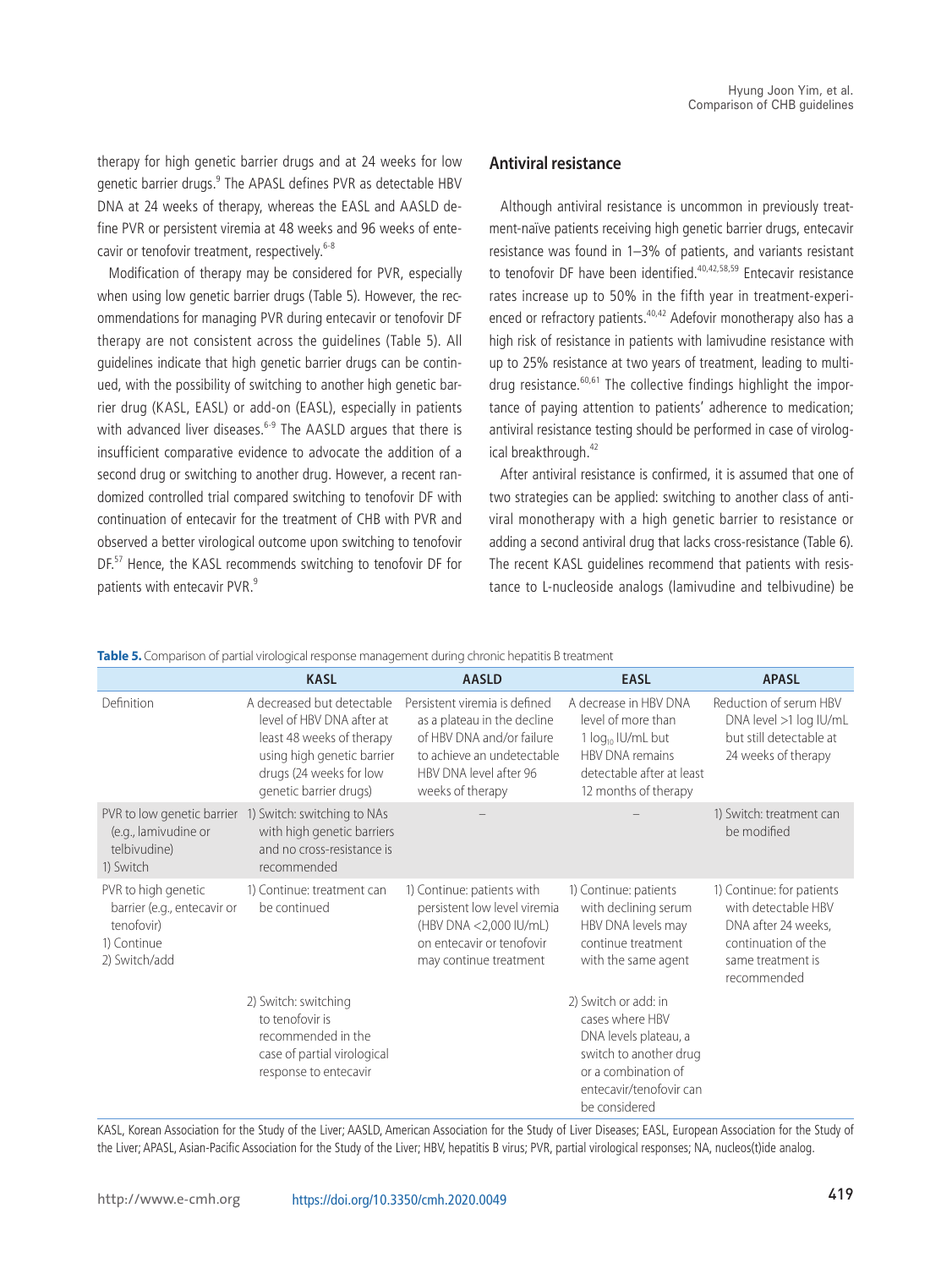therapy for high genetic barrier drugs and at 24 weeks for low genetic barrier drugs.[9] The APASL defines PVR as detectable HBV DNA at 24 weeks of therapy, whereas the EASL and AASLD define PVR or persistent viremia at 48 weeks and 96 weeks of entecavir or tenofovir treatment, respectively.[6-8]

Modification of therapy may be considered for PVR, especially when using low genetic barrier drugs (Table 5). However, the recommendations for managing PVR during entecavir or tenofovir DF therapy are not consistent across the guidelines (Table 5). All guidelines indicate that high genetic barrier drugs can be continued, with the possibility of switching to another high genetic barrier drug (KASL, EASL) or add-on (EASL), especially in patients with advanced liver diseases.[6-9] The AASLD argues that there is insufficient comparative evidence to advocate the addition of a second drug or switching to another drug. However, a recent randomized controlled trial compared switching to tenofovir DF with continuation of entecavir for the treatment of CHB with PVR and observed a better virological outcome upon switching to tenofovir DF.[57] Hence, the KASL recommends switching to tenofovir DF for patients with entecavir PVR.[9]

## Antiviral resistance

Although antiviral resistance is uncommon in previously treatment-naïve patients receiving high genetic barrier drugs, entecavir resistance was found in 1–3% of patients, and variants resistant to tenofovir DF have been identified.[40,42,58,59] Entecavir resistance rates increase up to 50% in the fifth year in treatment-experienced or refractory patients.[40,42] Adefovir monotherapy also has a high risk of resistance in patients with lamivudine resistance with up to 25% resistance at two years of treatment, leading to multidrug resistance.[60,61] The collective findings highlight the importance of paying attention to patients' adherence to medication; antiviral resistance testing should be performed in case of virological breakthrough.[42]

After antiviral resistance is confirmed, it is assumed that one of two strategies can be applied: switching to another class of antiviral monotherapy with a high genetic barrier to resistance or adding a second antiviral drug that lacks cross-resistance (Table 6). The recent KASL guidelines recommend that patients with resistance to L-nucleoside analogs (lamivudine and telbivudine) be

**Table 5.** Comparison of partial virological response management during chronic hepatitis B treatment

| | KASL | AASLD | EASL | APASL |
|---|---|---|---|---|
| Definition | A decreased but detectable level of HBV DNA after at least 48 weeks of therapy using high genetic barrier drugs (24 weeks for low genetic barrier drugs) | Persistent viremia is defined as a plateau in the decline of HBV DNA and/or failure to achieve an undetectable HBV DNA level after 96 weeks of therapy | A decrease in HBV DNA level of more than 1 $\log_{10}$ IU/mL but HBV DNA remains detectable after at least 12 months of therapy | Reduction of serum HBV DNA level >1 log IU/mL but still detectable at 24 weeks of therapy |
| PVR to low genetic barrier (e.g., lamivudine or telbivudine)<br>1) Switch | 1) Switch: switching to NAs with high genetic barriers and no cross-resistance is recommended | – | – | 1) Switch: treatment can be modified |
| PVR to high genetic barrier (e.g., entecavir or tenofovir)<br>1) Continue<br>2) Switch/add | 1) Continue: treatment can be continued<br>2) Switch: switching to tenofovir is recommended in the case of partial virological response to entecavir | 1) Continue: patients with persistent low level viremia (HBV DNA <2,000 IU/mL) on entecavir or tenofovir may continue treatment | 1) Continue: patients with declining serum HBV DNA levels may continue treatment with the same agent<br>2) Switch or add: in cases where HBV DNA levels plateau, a switch to another drug or a combination of entecavir/tenofovir can be considered | 1) Continue: for patients with detectable HBV DNA after 24 weeks, continuation of the same treatment is recommended |

KASL, Korean Association for the Study of the Liver; AASLD, American Association for the Study of Liver Diseases; EASL, European Association for the Study of the Liver; APASL, Asian-Pacific Association for the Study of the Liver; HBV, hepatitis B virus; PVR, partial virological responses; NA, nucleos(t)ide analog.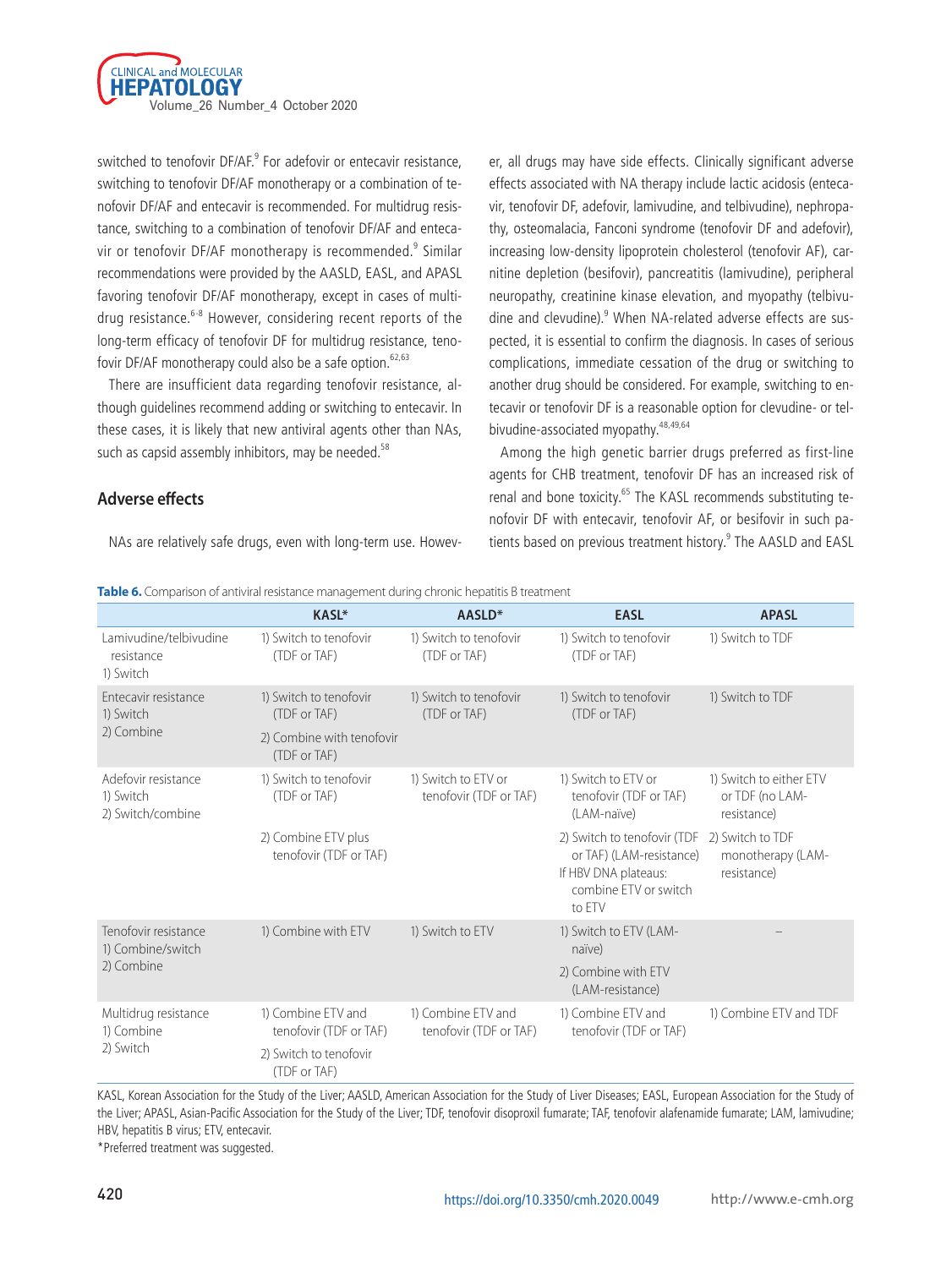switched to tenofovir DF/AF.[9] For adefovir or entecavir resistance, switching to tenofovir DF/AF monotherapy or a combination of tenofovir DF/AF and entecavir is recommended. For multidrug resistance, switching to a combination of tenofovir DF/AF and entecavir or tenofovir DF/AF monotherapy is recommended.[9] Similar recommendations were provided by the AASLD, EASL, and APASL favoring tenofovir DF/AF monotherapy, except in cases of multidrug resistance.[6-8] However, considering recent reports of the long-term efficacy of tenofovir DF for multidrug resistance, tenofovir DF/AF monotherapy could also be a safe option.[62,63]

There are insufficient data regarding tenofovir resistance, although guidelines recommend adding or switching to entecavir. In these cases, it is likely that new antiviral agents other than NAs, such as capsid assembly inhibitors, may be needed.[58]

## Adverse effects

NAs are relatively safe drugs, even with long-term use. However, all drugs may have side effects. Clinically significant adverse effects associated with NA therapy include lactic acidosis (entecavir, tenofovir DF, adefovir, lamivudine, and telbivudine), nephropathy, osteomalacia, Fanconi syndrome (tenofovir DF and adefovir), increasing low-density lipoprotein cholesterol (tenofovir AF), carnitine depletion (besifovir), pancreatitis (lamivudine), peripheral neuropathy, creatinine kinase elevation, and myopathy (telbivudine and clevudine).[9] When NA-related adverse effects are suspected, it is essential to confirm the diagnosis. In cases of serious complications, immediate cessation of the drug or switching to another drug should be considered. For example, switching to entecavir or tenofovir DF is a reasonable option for clevudine- or telbivudine-associated myopathy.[48,49,64]

Among the high genetic barrier drugs preferred as first-line agents for CHB treatment, tenofovir DF has an increased risk of renal and bone toxicity.[65] The KASL recommends substituting tenofovir DF with entecavir, tenofovir AF, or besifovir in such patients based on previous treatment history.[9] The AASLD and EASL

**Table 6.** Comparison of antiviral resistance management during chronic hepatitis B treatment

| | KASL* | AASLD* | EASL | APASL |
|---|---|---|---|---|
| Lamivudine/telbivudine resistance<br>1) Switch | 1) Switch to tenofovir (TDF or TAF) | 1) Switch to tenofovir (TDF or TAF) | 1) Switch to tenofovir (TDF or TAF) | 1) Switch to TDF |
| Entecavir resistance<br>1) Switch<br>2) Combine | 1) Switch to tenofovir (TDF or TAF)<br>2) Combine with tenofovir (TDF or TAF) | 1) Switch to tenofovir (TDF or TAF) | 1) Switch to tenofovir (TDF or TAF) | 1) Switch to TDF |
| Adefovir resistance<br>1) Switch<br>2) Switch/combine | 1) Switch to tenofovir (TDF or TAF)<br>2) Combine ETV plus tenofovir (TDF or TAF) | 1) Switch to ETV or tenofovir (TDF or TAF) | 1) Switch to ETV or tenofovir (TDF or TAF) (LAM-naïve)<br>2) Switch to tenofovir (TDF or TAF) (LAM-resistance)<br>If HBV DNA plateaus: combine ETV or switch to ETV | 1) Switch to either ETV or TDF (no LAM-resistance)<br>2) Switch to TDF monotherapy (LAM-resistance) |
| Tenofovir resistance<br>1) Combine/switch<br>2) Combine | 1) Combine with ETV | 1) Switch to ETV | 1) Switch to ETV (LAM-naïve)<br>2) Combine with ETV (LAM-resistance) | – |
| Multidrug resistance<br>1) Combine<br>2) Switch | 1) Combine ETV and tenofovir (TDF or TAF)<br>2) Switch to tenofovir (TDF or TAF) | 1) Combine ETV and tenofovir (TDF or TAF) | 1) Combine ETV and tenofovir (TDF or TAF) | 1) Combine ETV and TDF |

KASL, Korean Association for the Study of the Liver; AASLD, American Association for the Study of Liver Diseases; EASL, European Association for the Study of the Liver; APASL, Asian-Pacific Association for the Study of the Liver; TDF, tenofovir disoproxil fumarate; TAF, tenofovir alafenamide fumarate; LAM, lamivudine; HBV, hepatitis B virus; ETV, entecavir.
*Preferred treatment was suggested.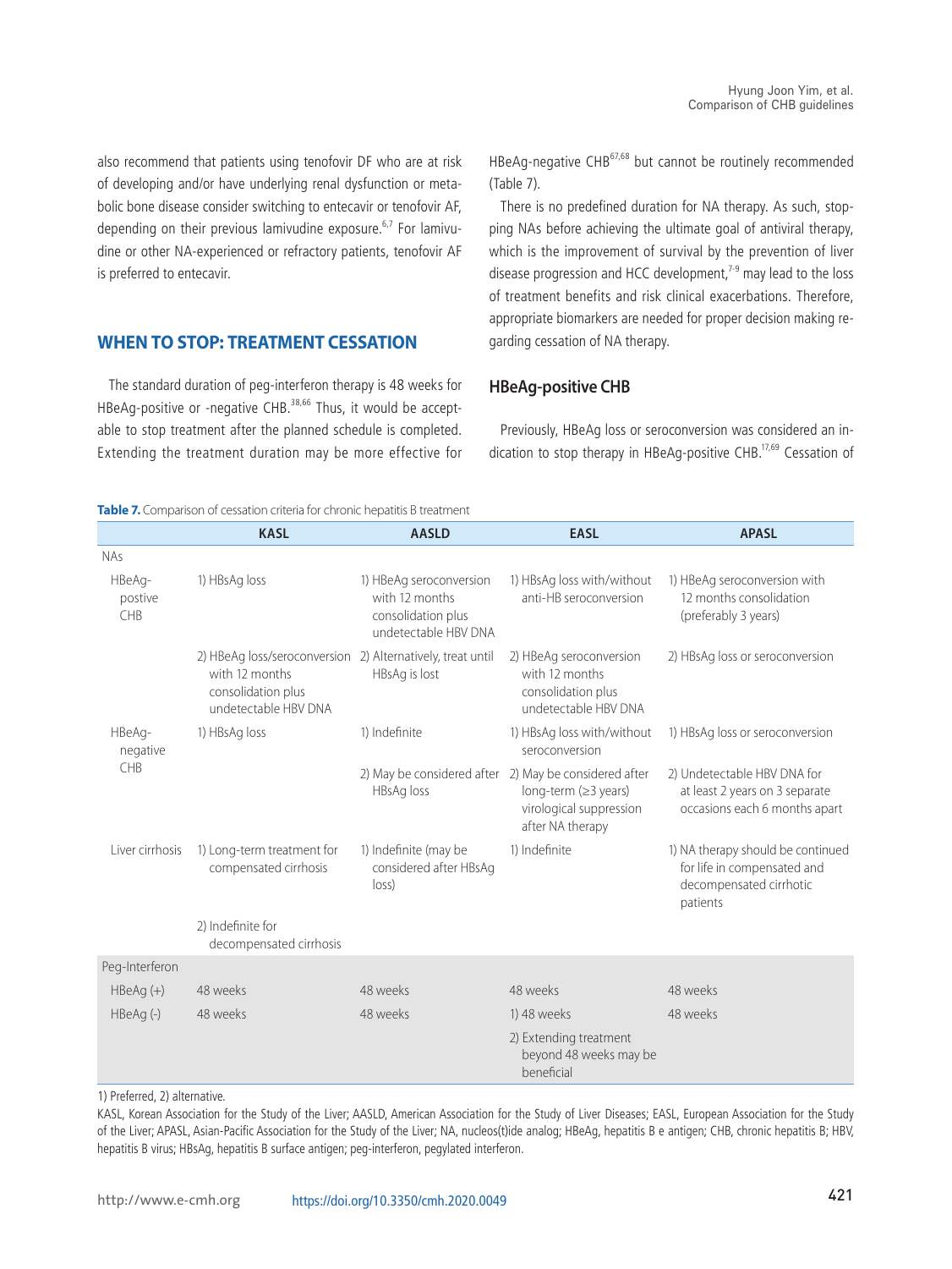also recommend that patients using tenofovir DF who are at risk of developing and/or have underlying renal dysfunction or metabolic bone disease consider switching to entecavir or tenofovir AF, depending on their previous lamivudine exposure.[6,7] For lamivudine or other NA-experienced or refractory patients, tenofovir AF is preferred to entecavir.

## WHEN TO STOP: TREATMENT CESSATION

The standard duration of peg-interferon therapy is 48 weeks for HBeAg-positive or -negative CHB.[38,66] Thus, it would be acceptable to stop treatment after the planned schedule is completed. Extending the treatment duration may be more effective for HBeAg-negative CHB[67,68] but cannot be routinely recommended (Table 7).

There is no predefined duration for NA therapy. As such, stopping NAs before achieving the ultimate goal of antiviral therapy, which is the improvement of survival by the prevention of liver disease progression and HCC development,[7-9] may lead to the loss of treatment benefits and risk clinical exacerbations. Therefore, appropriate biomarkers are needed for proper decision making regarding cessation of NA therapy.

### HBeAg-positive CHB

Previously, HBeAg loss or seroconversion was considered an indication to stop therapy in HBeAg-positive CHB.[17,69] Cessation of

**Table 7.** Comparison of cessation criteria for chronic hepatitis B treatment

| | KASL | AASLD | EASL | APASL |
|---|---|---|---|---|
| NAs | | | | |
| HBeAg-postive CHB | 1) HBsAg loss | 1) HBeAg seroconversion with 12 months consolidation plus undetectable HBV DNA | 1) HBsAg loss with/without anti-HB seroconversion | 1) HBeAg seroconversion with 12 months consolidation (preferably 3 years) |
| | 2) HBeAg loss/seroconversion with 12 months consolidation plus undetectable HBV DNA | 2) Alternatively, treat until HBsAg is lost | 2) HBeAg seroconversion with 12 months consolidation plus undetectable HBV DNA | 2) HBsAg loss or seroconversion |
| HBeAg-negative CHB | 1) HBsAg loss | 1) Indefinite | 1) HBsAg loss with/without seroconversion | 1) HBsAg loss or seroconversion |
| | | 2) May be considered after HBsAg loss | 2) May be considered after long-term (≥3 years) virological suppression after NA therapy | 2) Undetectable HBV DNA for at least 2 years on 3 separate occasions each 6 months apart |
| Liver cirrhosis | 1) Long-term treatment for compensated cirrhosis | 1) Indefinite (may be considered after HBsAg loss) | 1) Indefinite | 1) NA therapy should be continued for life in compensated and decompensated cirrhotic patients |
| | 2) Indefinite for decompensated cirrhosis | | | |
| Peg-Interferon | | | | |
| HBeAg (+) | 48 weeks | 48 weeks | 48 weeks | 48 weeks |
| HBeAg (-) | 48 weeks | 48 weeks | 1) 48 weeks | 48 weeks |
| | | | 2) Extending treatment beyond 48 weeks may be beneficial | |

1) Preferred, 2) alternative.

KASL, Korean Association for the Study of the Liver; AASLD, American Association for the Study of Liver Diseases; EASL, European Association for the Study of the Liver; APASL, Asian-Pacific Association for the Study of the Liver; NA, nucleos(t)ide analog; HBeAg, hepatitis B e antigen; CHB, chronic hepatitis B; HBV, hepatitis B virus; HBsAg, hepatitis B surface antigen; peg-interferon, pegylated interferon.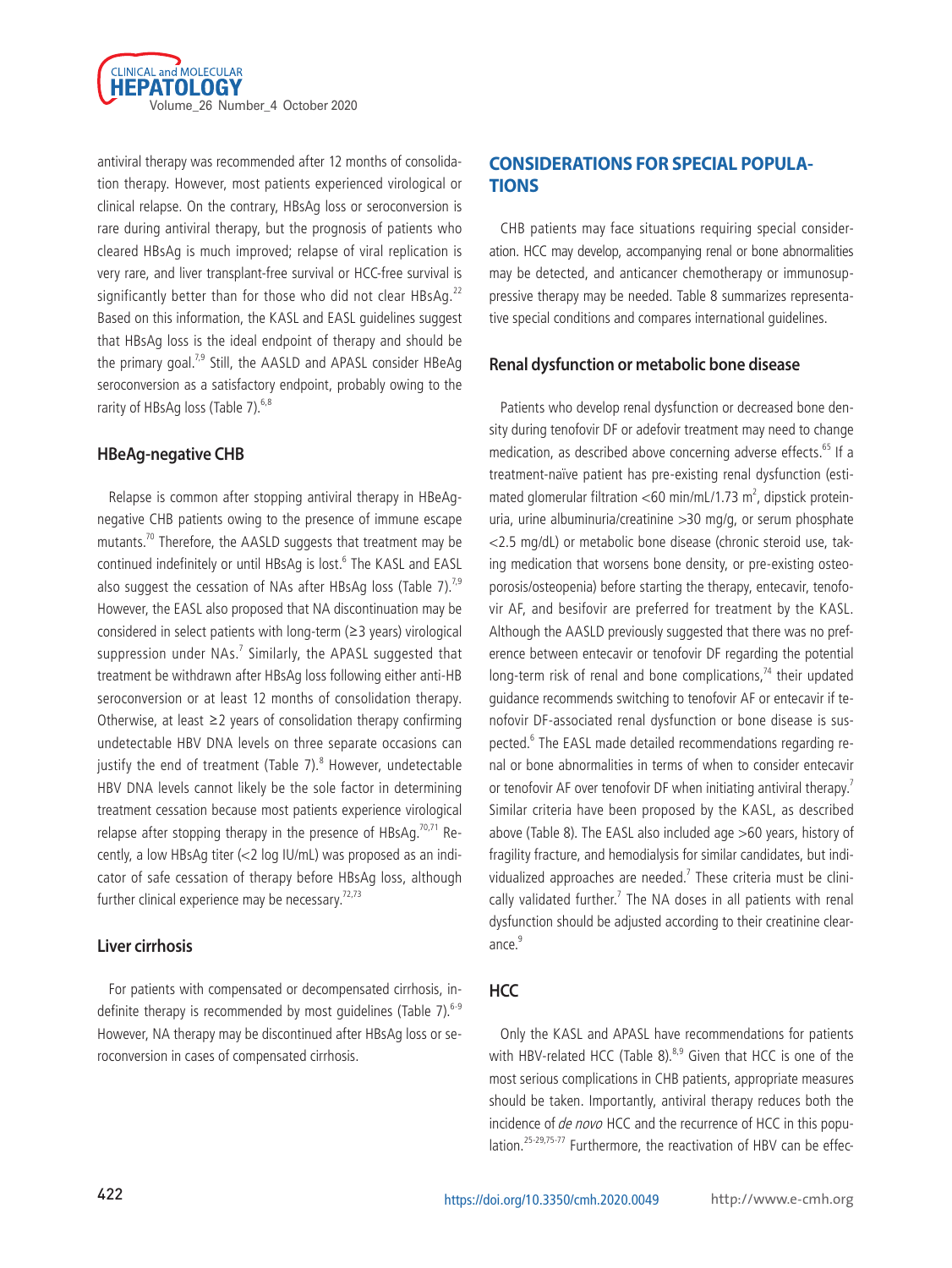antiviral therapy was recommended after 12 months of consolidation therapy. However, most patients experienced virological or clinical relapse. On the contrary, HBsAg loss or seroconversion is rare during antiviral therapy, but the prognosis of patients who cleared HBsAg is much improved; relapse of viral replication is very rare, and liver transplant-free survival or HCC-free survival is significantly better than for those who did not clear HBsAg.[22] Based on this information, the KASL and EASL guidelines suggest that HBsAg loss is the ideal endpoint of therapy and should be the primary goal.[7,9] Still, the AASLD and APASL consider HBeAg seroconversion as a satisfactory endpoint, probably owing to the rarity of HBsAg loss (Table 7).[6,8]

### HBeAg-negative CHB

Relapse is common after stopping antiviral therapy in HBeAg-negative CHB patients owing to the presence of immune escape mutants.[70] Therefore, the AASLD suggests that treatment may be continued indefinitely or until HBsAg is lost.[6] The KASL and EASL also suggest the cessation of NAs after HBsAg loss (Table 7).[7,9] However, the EASL also proposed that NA discontinuation may be considered in select patients with long-term (≥3 years) virological suppression under NAs.[7] Similarly, the APASL suggested that treatment be withdrawn after HBsAg loss following either anti-HB seroconversion or at least 12 months of consolidation therapy. Otherwise, at least ≥2 years of consolidation therapy confirming undetectable HBV DNA levels on three separate occasions can justify the end of treatment (Table 7).[8] However, undetectable HBV DNA levels cannot likely be the sole factor in determining treatment cessation because most patients experience virological relapse after stopping therapy in the presence of HBsAg.[70,71] Recently, a low HBsAg titer (<2 log IU/mL) was proposed as an indicator of safe cessation of therapy before HBsAg loss, although further clinical experience may be necessary.[72,73]

### Liver cirrhosis

For patients with compensated or decompensated cirrhosis, indefinite therapy is recommended by most guidelines (Table 7).[6-9] However, NA therapy may be discontinued after HBsAg loss or seroconversion in cases of compensated cirrhosis.

## CONSIDERATIONS FOR SPECIAL POPULATIONS

CHB patients may face situations requiring special consideration. HCC may develop, accompanying renal or bone abnormalities may be detected, and anticancer chemotherapy or immunosuppressive therapy may be needed. Table 8 summarizes representative special conditions and compares international guidelines.

### Renal dysfunction or metabolic bone disease

Patients who develop renal dysfunction or decreased bone density during tenofovir DF or adefovir treatment may need to change medication, as described above concerning adverse effects.[65] If a treatment-naïve patient has pre-existing renal dysfunction (estimated glomerular filtration <60 min/mL/1.73 $m^2$, dipstick proteinuria, urine albuminuria/creatinine >30 mg/g, or serum phosphate <2.5 mg/dL) or metabolic bone disease (chronic steroid use, taking medication that worsens bone density, or pre-existing osteoporosis/osteopenia) before starting the therapy, entecavir, tenofovir AF, and besifovir are preferred for treatment by the KASL. Although the AASLD previously suggested that there was no preference between entecavir or tenofovir DF regarding the potential long-term risk of renal and bone complications,[74] their updated guidance recommends switching to tenofovir AF or entecavir if tenofovir DF-associated renal dysfunction or bone disease is suspected.[6] The EASL made detailed recommendations regarding renal or bone abnormalities in terms of when to consider entecavir or tenofovir AF over tenofovir DF when initiating antiviral therapy.[7] Similar criteria have been proposed by the KASL, as described above (Table 8). The EASL also included age >60 years, history of fragility fracture, and hemodialysis for similar candidates, but individualized approaches are needed.[7] These criteria must be clinically validated further.[7] The NA doses in all patients with renal dysfunction should be adjusted according to their creatinine clearance.[9]

### HCC

Only the KASL and APASL have recommendations for patients with HBV-related HCC (Table 8).[8,9] Given that HCC is one of the most serious complications in CHB patients, appropriate measures should be taken. Importantly, antiviral therapy reduces both the incidence of *de novo* HCC and the recurrence of HCC in this population.[25-29,75-77] Furthermore, the reactivation of HBV can be effec-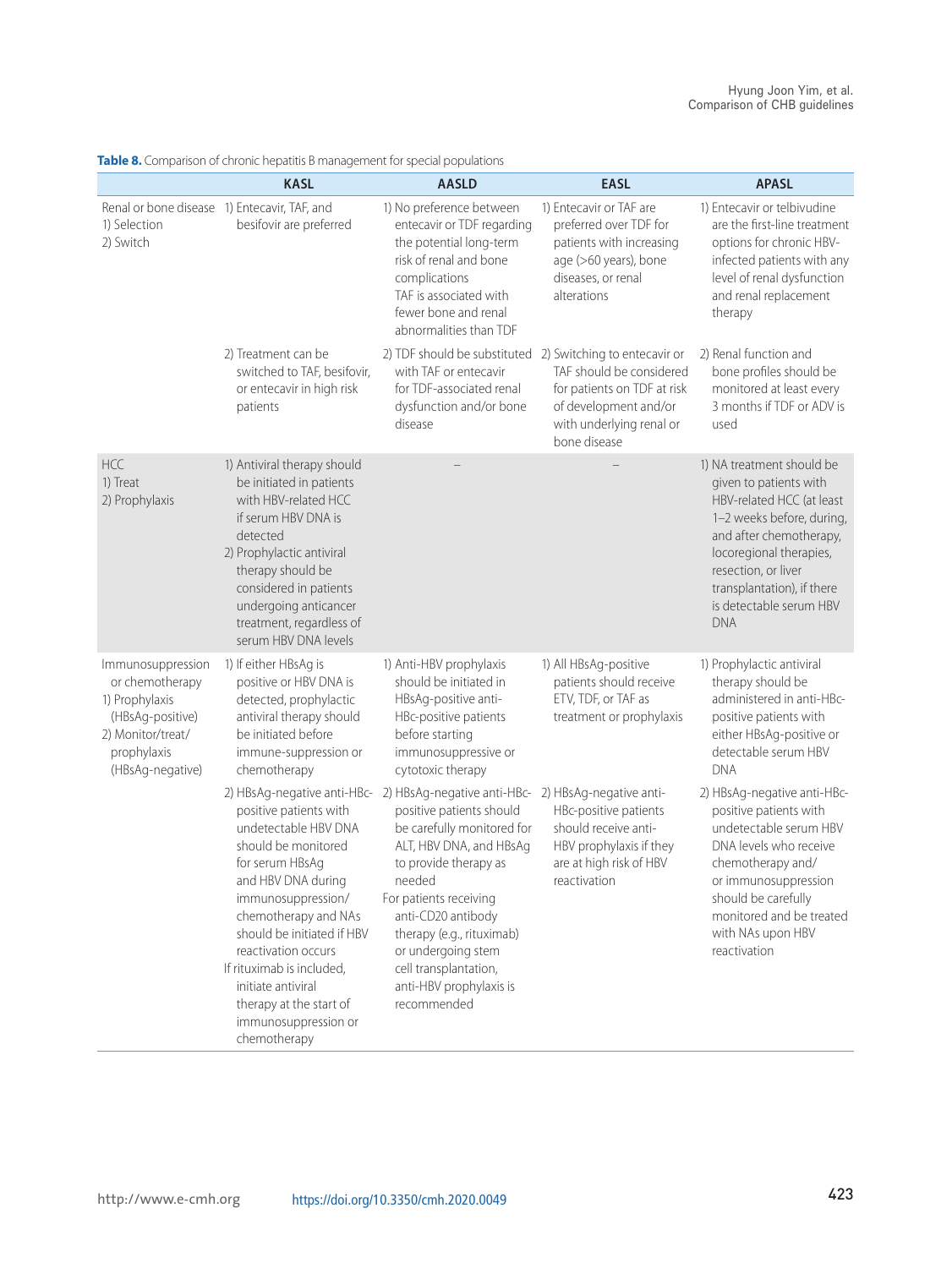**Table 8.** Comparison of chronic hepatitis B management for special populations

| | KASL | AASLD | EASL | APASL |
|---|---|---|---|---|
| Renal or bone disease<br>1) Selection<br>2) Switch | 1) Entecavir, TAF, and besifovir are preferred | 1) No preference between entecavir or TDF regarding the potential long-term risk of renal and bone complications<br>TAF is associated with fewer bone and renal abnormalities than TDF | 1) Entecavir or TAF are preferred over TDF for patients with increasing age (>60 years), bone diseases, or renal alterations | 1) Entecavir or telbivudine are the first-line treatment options for chronic HBV-infected patients with any level of renal dysfunction and renal replacement therapy |
| | 2) Treatment can be switched to TAF, besifovir, or entecavir in high risk patients | 2) TDF should be substituted with TAF or entecavir for TDF-associated renal dysfunction and/or bone disease | 2) Switching to entecavir or TAF should be considered for patients on TDF at risk of development and/or with underlying renal or bone disease | 2) Renal function and bone profiles should be monitored at least every 3 months if TDF or ADV is used |
| HCC<br>1) Treat<br>2) Prophylaxis | 1) Antiviral therapy should be initiated in patients with HBV-related HCC if serum HBV DNA is detected<br>2) Prophylactic antiviral therapy should be considered in patients undergoing anticancer treatment, regardless of serum HBV DNA levels | – | – | 1) NA treatment should be given to patients with HBV-related HCC (at least 1–2 weeks before, during, and after chemotherapy, locoregional therapies, resection, or liver transplantation), if there is detectable serum HBV DNA |
| Immunosuppression or chemotherapy<br>1) Prophylaxis (HBsAg-positive)<br>2) Monitor/treat/prophylaxis (HBsAg-negative) | 1) If either HBsAg is positive or HBV DNA is detected, prophylactic antiviral therapy should be initiated before immune-suppression or chemotherapy | 1) Anti-HBV prophylaxis should be initiated in HBsAg-positive anti-HBc-positive patients before starting immunosuppressive or cytotoxic therapy | 1) All HBsAg-positive patients should receive ETV, TDF, or TAF as treatment or prophylaxis | 1) Prophylactic antiviral therapy should be administered in anti-HBc-positive patients with either HBsAg-positive or detectable serum HBV DNA |
| | 2) HBsAg-negative anti-HBc-positive patients with undetectable HBV DNA should be monitored for serum HBsAg and HBV DNA during immunosuppression/chemotherapy and NAs should be initiated if HBV reactivation occurs<br>If rituximab is included, initiate antiviral therapy at the start of immunosuppression or chemotherapy | 2) HBsAg-negative anti-HBc-positive patients should be carefully monitored for ALT, HBV DNA, and HBsAg to provide therapy as needed<br>For patients receiving anti-CD20 antibody therapy (e.g., rituximab) or undergoing stem cell transplantation, anti-HBV prophylaxis is recommended | 2) HBsAg-negative anti-HBc-positive patients should receive anti-HBV prophylaxis if they are at high risk of HBV reactivation | 2) HBsAg-negative anti-HBc-positive patients with undetectable serum HBV DNA levels who receive chemotherapy and/or immunosuppression should be carefully monitored and be treated with NAs upon HBV reactivation |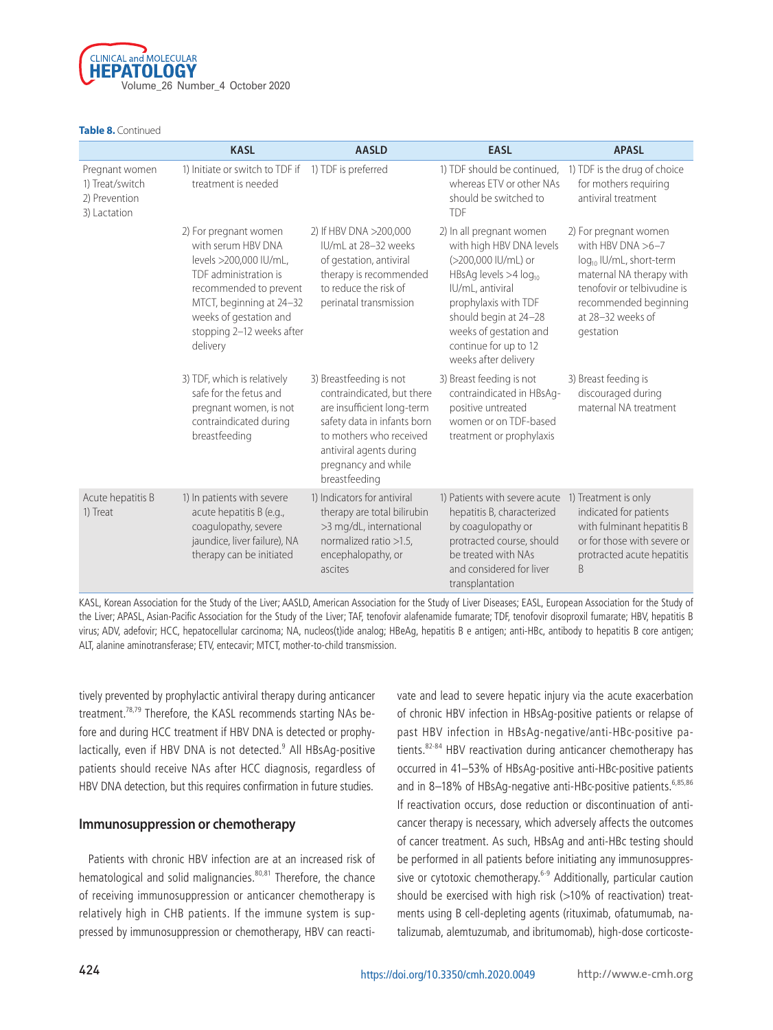**Table 8.** Continued

| | KASL | AASLD | EASL | APASL |
|---|---|---|---|---|
| Pregnant women<br>1) Treat/switch<br>2) Prevention<br>3) Lactation | 1) Initiate or switch to TDF if treatment is needed | 1) TDF is preferred | 1) TDF should be continued, whereas ETV or other NAs should be switched to TDF | 1) TDF is the drug of choice for mothers requiring antiviral treatment |
| | 2) For pregnant women with serum HBV DNA levels >200,000 IU/mL, TDF administration is recommended to prevent MTCT, beginning at 24–32 weeks of gestation and stopping 2–12 weeks after delivery | 2) If HBV DNA >200,000 IU/mL at 28–32 weeks of gestation, antiviral therapy is recommended to reduce the risk of perinatal transmission | 2) In all pregnant women with high HBV DNA levels (>200,000 IU/mL) or HBsAg levels >4 $\log_{10}$ IU/mL, antiviral prophylaxis with TDF should begin at 24–28 weeks of gestation and continue for up to 12 weeks after delivery | 2) For pregnant women with HBV DNA >6–7 $\log_{10}$ IU/mL, short-term maternal NA therapy with tenofovir or telbivudine is recommended beginning at 28–32 weeks of gestation |
| | 3) TDF, which is relatively safe for the fetus and pregnant women, is not contraindicated during breastfeeding | 3) Breastfeeding is not contraindicated, but there are insufficient long-term safety data in infants born to mothers who received antiviral agents during pregnancy and while breastfeeding | 3) Breast feeding is not contraindicated in HBsAg-positive untreated women or on TDF-based treatment or prophylaxis | 3) Breast feeding is discouraged during maternal NA treatment |
| Acute hepatitis B<br>1) Treat | 1) In patients with severe acute hepatitis B (e.g., coagulopathy, severe jaundice, liver failure), NA therapy can be initiated | 1) Indicators for antiviral therapy are total bilirubin >3 mg/dL, international normalized ratio >1.5, encephalopathy, or ascites | 1) Patients with severe acute hepatitis B, characterized by coagulopathy or protracted course, should be treated with NAs and considered for liver transplantation | 1) Treatment is only indicated for patients with fulminant hepatitis B or for those with severe or protracted acute hepatitis B |

KASL, Korean Association for the Study of the Liver; AASLD, American Association for the Study of Liver Diseases; EASL, European Association for the Study of the Liver; APASL, Asian-Pacific Association for the Study of the Liver; TAF, tenofovir alafenamide fumarate; TDF, tenofovir disoproxil fumarate; HBV, hepatitis B virus; ADV, adefovir; HCC, hepatocellular carcinoma; NA, nucleos(t)ide analog; HBeAg, hepatitis B e antigen; anti-HBc, antibody to hepatitis B core antigen; ALT, alanine aminotransferase; ETV, entecavir; MTCT, mother-to-child transmission.

tively prevented by prophylactic antiviral therapy during anticancer treatment.[78,79] Therefore, the KASL recommends starting NAs before and during HCC treatment if HBV DNA is detected or prophylactically, even if HBV DNA is not detected.[9] All HBsAg-positive patients should receive NAs after HCC diagnosis, regardless of HBV DNA detection, but this requires confirmation in future studies.

## Immunosuppression or chemotherapy

Patients with chronic HBV infection are at an increased risk of hematological and solid malignancies.[80,81] Therefore, the chance of receiving immunosuppression or anticancer chemotherapy is relatively high in CHB patients. If the immune system is suppressed by immunosuppression or chemotherapy, HBV can reactivate and lead to severe hepatic injury via the acute exacerbation of chronic HBV infection in HBsAg-positive patients or relapse of past HBV infection in HBsAg-negative/anti-HBc-positive patients.[82-84] HBV reactivation during anticancer chemotherapy has occurred in 41–53% of HBsAg-positive anti-HBc-positive patients and in 8–18% of HBsAg-negative anti-HBc-positive patients.[6,85,86] If reactivation occurs, dose reduction or discontinuation of anticancer therapy is necessary, which adversely affects the outcomes of cancer treatment. As such, HBsAg and anti-HBc testing should be performed in all patients before initiating any immunosuppressive or cytotoxic chemotherapy.[6-9] Additionally, particular caution should be exercised with high risk (>10% of reactivation) treatments using B cell-depleting agents (rituximab, ofatumumab, natalizumab, alemtuzumab, and ibritumomab), high-dose corticoste-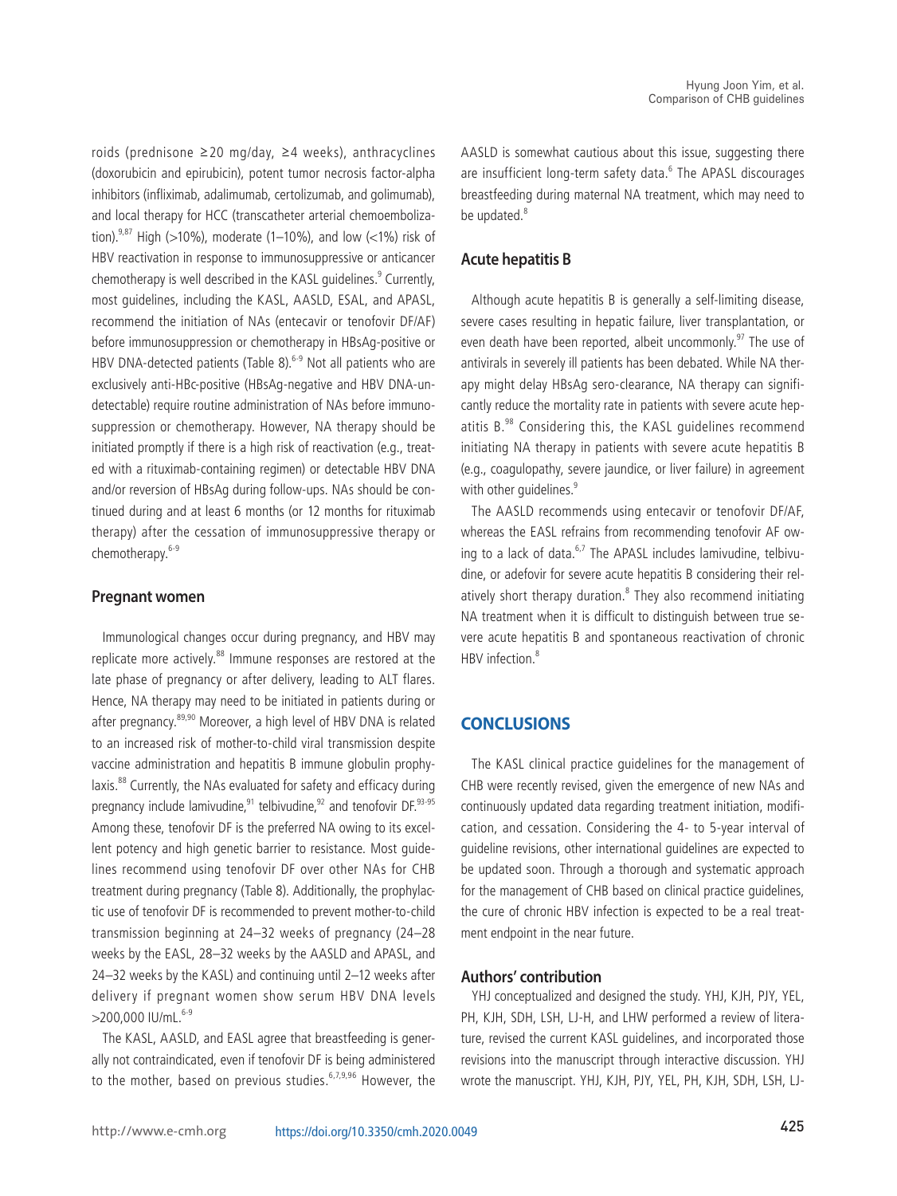roids (prednisone ≥20 mg/day, ≥4 weeks), anthracyclines (doxorubicin and epirubicin), potent tumor necrosis factor-alpha inhibitors (infliximab, adalimumab, certolizumab, and golimumab), and local therapy for HCC (transcatheter arterial chemoembolization).[9,87] High (>10%), moderate (1–10%), and low (<1%) risk of HBV reactivation in response to immunosuppressive or anticancer chemotherapy is well described in the KASL guidelines.[9] Currently, most guidelines, including the KASL, AASLD, ESAL, and APASL, recommend the initiation of NAs (entecavir or tenofovir DF/AF) before immunosuppression or chemotherapy in HBsAg-positive or HBV DNA-detected patients (Table 8).[6-9] Not all patients who are exclusively anti-HBc-positive (HBsAg-negative and HBV DNA-undetectable) require routine administration of NAs before immunosuppression or chemotherapy. However, NA therapy should be initiated promptly if there is a high risk of reactivation (e.g., treated with a rituximab-containing regimen) or detectable HBV DNA and/or reversion of HBsAg during follow-ups. NAs should be continued during and at least 6 months (or 12 months for rituximab therapy) after the cessation of immunosuppressive therapy or chemotherapy.[6-9]

## Pregnant women

Immunological changes occur during pregnancy, and HBV may replicate more actively.[88] Immune responses are restored at the late phase of pregnancy or after delivery, leading to ALT flares. Hence, NA therapy may need to be initiated in patients during or after pregnancy.[89,90] Moreover, a high level of HBV DNA is related to an increased risk of mother-to-child viral transmission despite vaccine administration and hepatitis B immune globulin prophylaxis.[88] Currently, the NAs evaluated for safety and efficacy during pregnancy include lamivudine,[91] telbivudine,[92] and tenofovir DF.[93-95] Among these, tenofovir DF is the preferred NA owing to its excellent potency and high genetic barrier to resistance. Most guidelines recommend using tenofovir DF over other NAs for CHB treatment during pregnancy (Table 8). Additionally, the prophylactic use of tenofovir DF is recommended to prevent mother-to-child transmission beginning at 24–32 weeks of pregnancy (24–28 weeks by the EASL, 28–32 weeks by the AASLD and APASL, and 24–32 weeks by the KASL) and continuing until 2–12 weeks after delivery if pregnant women show serum HBV DNA levels >200,000 IU/mL.[6-9]

The KASL, AASLD, and EASL agree that breastfeeding is generally not contraindicated, even if tenofovir DF is being administered to the mother, based on previous studies.[6,7,9,96] However, the AASLD is somewhat cautious about this issue, suggesting there are insufficient long-term safety data.[6] The APASL discourages breastfeeding during maternal NA treatment, which may need to be updated.[8]

## Acute hepatitis B

Although acute hepatitis B is generally a self-limiting disease, severe cases resulting in hepatic failure, liver transplantation, or even death have been reported, albeit uncommonly.[97] The use of antivirals in severely ill patients has been debated. While NA therapy might delay HBsAg sero-clearance, NA therapy can significantly reduce the mortality rate in patients with severe acute hepatitis B.[98] Considering this, the KASL guidelines recommend initiating NA therapy in patients with severe acute hepatitis B (e.g., coagulopathy, severe jaundice, or liver failure) in agreement with other guidelines.[9]

The AASLD recommends using entecavir or tenofovir DF/AF, whereas the EASL refrains from recommending tenofovir AF owing to a lack of data.[6,7] The APASL includes lamivudine, telbivudine, or adefovir for severe acute hepatitis B considering their relatively short therapy duration.[8] They also recommend initiating NA treatment when it is difficult to distinguish between true severe acute hepatitis B and spontaneous reactivation of chronic HBV infection.[8]

# CONCLUSIONS

The KASL clinical practice guidelines for the management of CHB were recently revised, given the emergence of new NAs and continuously updated data regarding treatment initiation, modification, and cessation. Considering the 4- to 5-year interval of guideline revisions, other international guidelines are expected to be updated soon. Through a thorough and systematic approach for the management of CHB based on clinical practice guidelines, the cure of chronic HBV infection is expected to be a real treatment endpoint in the near future.

## Authors' contribution

YHJ conceptualized and designed the study. YHJ, KJH, PJY, YEL, PH, KJH, SDH, LSH, LJ-H, and LHW performed a review of literature, revised the current KASL guidelines, and incorporated those revisions into the manuscript through interactive discussion. YHJ wrote the manuscript. YHJ, KJH, PJY, YEL, PH, KJH, SDH, LSH, LJ-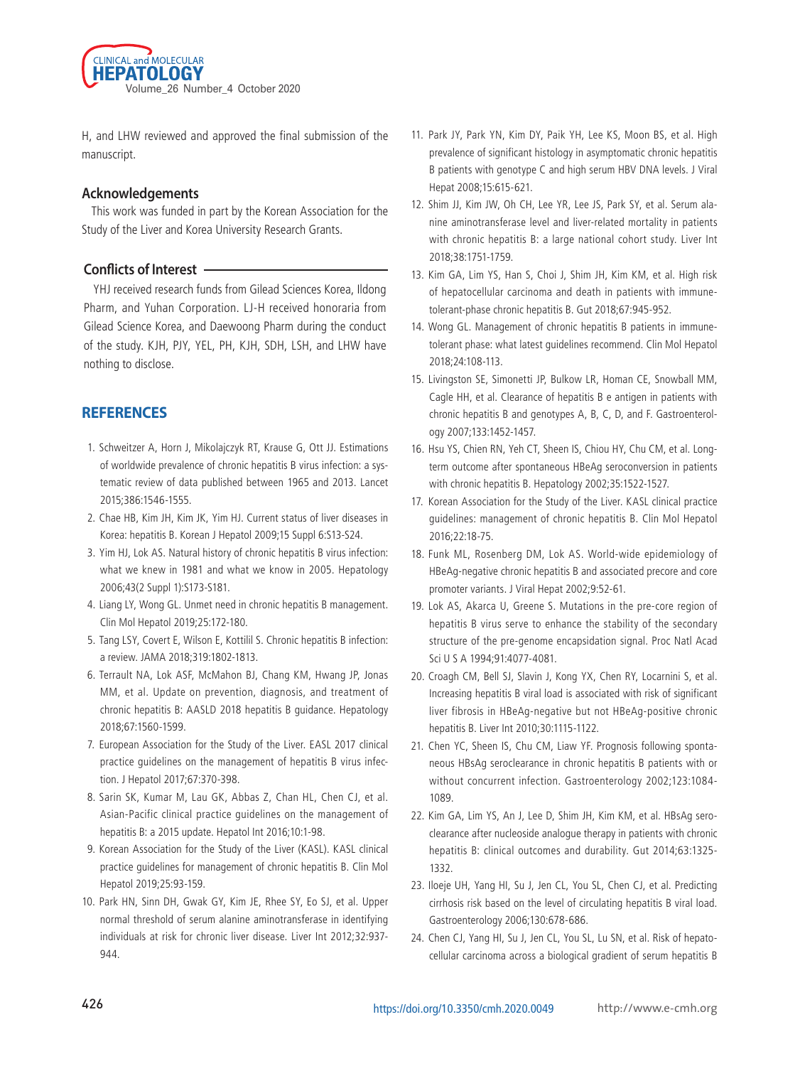H, and LHW reviewed and approved the final submission of the manuscript.

## Acknowledgements

This work was funded in part by the Korean Association for the Study of the Liver and Korea University Research Grants.

## Conflicts of Interest

YHJ received research funds from Gilead Sciences Korea, Ildong Pharm, and Yuhan Corporation. LJ-H received honoraria from Gilead Science Korea, and Daewoong Pharm during the conduct of the study. KJH, PJY, YEL, PH, KJH, SDH, LSH, and LHW have nothing to disclose.

## REFERENCES

1. Schweitzer A, Horn J, Mikolajczyk RT, Krause G, Ott JJ. Estimations of worldwide prevalence of chronic hepatitis B virus infection: a systematic review of data published between 1965 and 2013. Lancet 2015;386:1546-1555.
2. Chae HB, Kim JH, Kim JK, Yim HJ. Current status of liver diseases in Korea: hepatitis B. Korean J Hepatol 2009;15 Suppl 6:S13-S24.
3. Yim HJ, Lok AS. Natural history of chronic hepatitis B virus infection: what we knew in 1981 and what we know in 2005. Hepatology 2006;43(2 Suppl 1):S173-S181.
4. Liang LY, Wong GL. Unmet need in chronic hepatitis B management. Clin Mol Hepatol 2019;25:172-180.
5. Tang LSY, Covert E, Wilson E, Kottilil S. Chronic hepatitis B infection: a review. JAMA 2018;319:1802-1813.
6. Terrault NA, Lok ASF, McMahon BJ, Chang KM, Hwang JP, Jonas MM, et al. Update on prevention, diagnosis, and treatment of chronic hepatitis B: AASLD 2018 hepatitis B guidance. Hepatology 2018;67:1560-1599.
7. European Association for the Study of the Liver. EASL 2017 clinical practice guidelines on the management of hepatitis B virus infection. J Hepatol 2017;67:370-398.
8. Sarin SK, Kumar M, Lau GK, Abbas Z, Chan HL, Chen CJ, et al. Asian-Pacific clinical practice guidelines on the management of hepatitis B: a 2015 update. Hepatol Int 2016;10:1-98.
9. Korean Association for the Study of the Liver (KASL). KASL clinical practice guidelines for management of chronic hepatitis B. Clin Mol Hepatol 2019;25:93-159.
10. Park HN, Sinn DH, Gwak GY, Kim JE, Rhee SY, Eo SJ, et al. Upper normal threshold of serum alanine aminotransferase in identifying individuals at risk for chronic liver disease. Liver Int 2012;32:937-944.
11. Park JY, Park YN, Kim DY, Paik YH, Lee KS, Moon BS, et al. High prevalence of significant histology in asymptomatic chronic hepatitis B patients with genotype C and high serum HBV DNA levels. J Viral Hepat 2008;15:615-621.
12. Shim JJ, Kim JW, Oh CH, Lee YR, Lee JS, Park SY, et al. Serum alanine aminotransferase level and liver-related mortality in patients with chronic hepatitis B: a large national cohort study. Liver Int 2018;38:1751-1759.
13. Kim GA, Lim YS, Han S, Choi J, Shim JH, Kim KM, et al. High risk of hepatocellular carcinoma and death in patients with immune-tolerant-phase chronic hepatitis B. Gut 2018;67:945-952.
14. Wong GL. Management of chronic hepatitis B patients in immune-tolerant phase: what latest guidelines recommend. Clin Mol Hepatol 2018;24:108-113.
15. Livingston SE, Simonetti JP, Bulkow LR, Homan CE, Snowball MM, Cagle HH, et al. Clearance of hepatitis B e antigen in patients with chronic hepatitis B and genotypes A, B, C, D, and F. Gastroenterology 2007;133:1452-1457.
16. Hsu YS, Chien RN, Yeh CT, Sheen IS, Chiou HY, Chu CM, et al. Long-term outcome after spontaneous HBeAg seroconversion in patients with chronic hepatitis B. Hepatology 2002;35:1522-1527.
17. Korean Association for the Study of the Liver. KASL clinical practice guidelines: management of chronic hepatitis B. Clin Mol Hepatol 2016;22:18-75.
18. Funk ML, Rosenberg DM, Lok AS. World-wide epidemiology of HBeAg-negative chronic hepatitis B and associated precore and core promoter variants. J Viral Hepat 2002;9:52-61.
19. Lok AS, Akarca U, Greene S. Mutations in the pre-core region of hepatitis B virus serve to enhance the stability of the secondary structure of the pre-genome encapsidation signal. Proc Natl Acad Sci U S A 1994;91:4077-4081.
20. Croagh CM, Bell SJ, Slavin J, Kong YX, Chen RY, Locarnini S, et al. Increasing hepatitis B viral load is associated with risk of significant liver fibrosis in HBeAg-negative but not HBeAg-positive chronic hepatitis B. Liver Int 2010;30:1115-1122.
21. Chen YC, Sheen IS, Chu CM, Liaw YF. Prognosis following spontaneous HBsAg seroclearance in chronic hepatitis B patients with or without concurrent infection. Gastroenterology 2002;123:1084-1089.
22. Kim GA, Lim YS, An J, Lee D, Shim JH, Kim KM, et al. HBsAg seroclearance after nucleoside analogue therapy in patients with chronic hepatitis B: clinical outcomes and durability. Gut 2014;63:1325-1332.
23. Iloeje UH, Yang HI, Su J, Jen CL, You SL, Chen CJ, et al. Predicting cirrhosis risk based on the level of circulating hepatitis B viral load. Gastroenterology 2006;130:678-686.
24. Chen CJ, Yang HI, Su J, Jen CL, You SL, Lu SN, et al. Risk of hepatocellular carcinoma across a biological gradient of serum hepatitis B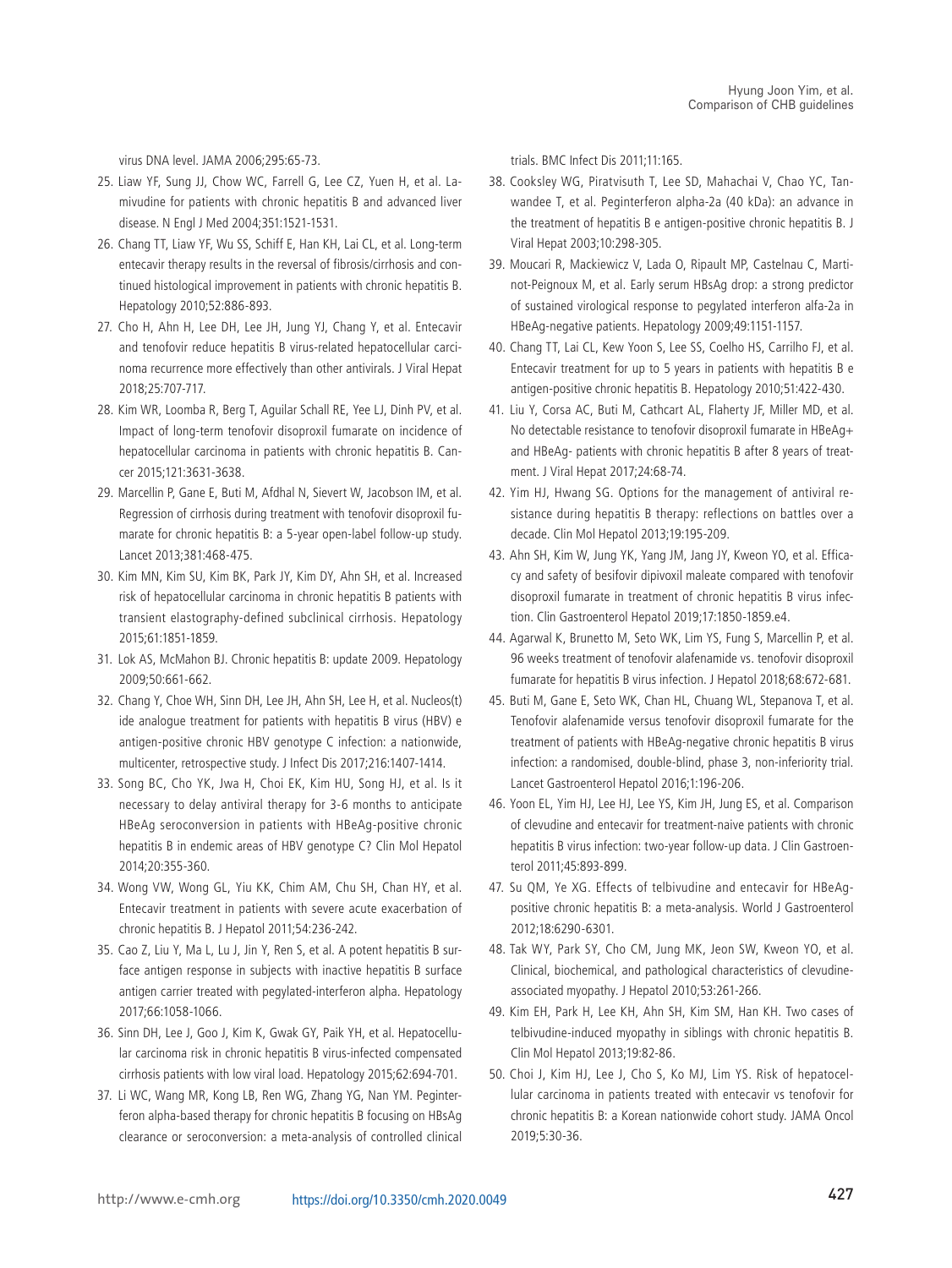virus DNA level. JAMA 2006;295:65-73.

25. Liaw YF, Sung JJ, Chow WC, Farrell G, Lee CZ, Yuen H, et al. Lamivudine for patients with chronic hepatitis B and advanced liver disease. N Engl J Med 2004;351:1521-1531.
26. Chang TT, Liaw YF, Wu SS, Schiff E, Han KH, Lai CL, et al. Long-term entecavir therapy results in the reversal of fibrosis/cirrhosis and continued histological improvement in patients with chronic hepatitis B. Hepatology 2010;52:886-893.
27. Cho H, Ahn H, Lee DH, Lee JH, Jung YJ, Chang Y, et al. Entecavir and tenofovir reduce hepatitis B virus-related hepatocellular carcinoma recurrence more effectively than other antivirals. J Viral Hepat 2018;25:707-717.
28. Kim WR, Loomba R, Berg T, Aguilar Schall RE, Yee LJ, Dinh PV, et al. Impact of long-term tenofovir disoproxil fumarate on incidence of hepatocellular carcinoma in patients with chronic hepatitis B. Cancer 2015;121:3631-3638.
29. Marcellin P, Gane E, Buti M, Afdhal N, Sievert W, Jacobson IM, et al. Regression of cirrhosis during treatment with tenofovir disoproxil fumarate for chronic hepatitis B: a 5-year open-label follow-up study. Lancet 2013;381:468-475.
30. Kim MN, Kim SU, Kim BK, Park JY, Kim DY, Ahn SH, et al. Increased risk of hepatocellular carcinoma in chronic hepatitis B patients with transient elastography-defined subclinical cirrhosis. Hepatology 2015;61:1851-1859.
31. Lok AS, McMahon BJ. Chronic hepatitis B: update 2009. Hepatology 2009;50:661-662.
32. Chang Y, Choe WH, Sinn DH, Lee JH, Ahn SH, Lee H, et al. Nucleos(t)ide analogue treatment for patients with hepatitis B virus (HBV) e antigen-positive chronic HBV genotype C infection: a nationwide, multicenter, retrospective study. J Infect Dis 2017;216:1407-1414.
33. Song BC, Cho YK, Jwa H, Choi EK, Kim HU, Song HJ, et al. Is it necessary to delay antiviral therapy for 3-6 months to anticipate HBeAg seroconversion in patients with HBeAg-positive chronic hepatitis B in endemic areas of HBV genotype C? Clin Mol Hepatol 2014;20:355-360.
34. Wong VW, Wong GL, Yiu KK, Chim AM, Chu SH, Chan HY, et al. Entecavir treatment in patients with severe acute exacerbation of chronic hepatitis B. J Hepatol 2011;54:236-242.
35. Cao Z, Liu Y, Ma L, Lu J, Jin Y, Ren S, et al. A potent hepatitis B surface antigen response in subjects with inactive hepatitis B surface antigen carrier treated with pegylated-interferon alpha. Hepatology 2017;66:1058-1066.
36. Sinn DH, Lee J, Goo J, Kim K, Gwak GY, Paik YH, et al. Hepatocellular carcinoma risk in chronic hepatitis B virus-infected compensated cirrhosis patients with low viral load. Hepatology 2015;62:694-701.
37. Li WC, Wang MR, Kong LB, Ren WG, Zhang YG, Nan YM. Peginterferon alpha-based therapy for chronic hepatitis B focusing on HBsAg clearance or seroconversion: a meta-analysis of controlled clinical trials. BMC Infect Dis 2011;11:165.
38. Cooksley WG, Piratvisuth T, Lee SD, Mahachai V, Chao YC, Tanwandee T, et al. Peginterferon alpha-2a (40 kDa): an advance in the treatment of hepatitis B e antigen-positive chronic hepatitis B. J Viral Hepat 2003;10:298-305.
39. Moucari R, Mackiewicz V, Lada O, Ripault MP, Castelnau C, Martinot-Peignoux M, et al. Early serum HBsAg drop: a strong predictor of sustained virological response to pegylated interferon alfa-2a in HBeAg-negative patients. Hepatology 2009;49:1151-1157.
40. Chang TT, Lai CL, Kew Yoon S, Lee SS, Coelho HS, Carrilho FJ, et al. Entecavir treatment for up to 5 years in patients with hepatitis B e antigen-positive chronic hepatitis B. Hepatology 2010;51:422-430.
41. Liu Y, Corsa AC, Buti M, Cathcart AL, Flaherty JF, Miller MD, et al. No detectable resistance to tenofovir disoproxil fumarate in HBeAg+ and HBeAg- patients with chronic hepatitis B after 8 years of treatment. J Viral Hepat 2017;24:68-74.
42. Yim HJ, Hwang SG. Options for the management of antiviral resistance during hepatitis B therapy: reflections on battles over a decade. Clin Mol Hepatol 2013;19:195-209.
43. Ahn SH, Kim W, Jung YK, Yang JM, Jang JY, Kweon YO, et al. Efficacy and safety of besifovir dipivoxil maleate compared with tenofovir disoproxil fumarate in treatment of chronic hepatitis B virus infection. Clin Gastroenterol Hepatol 2019;17:1850-1859.e4.
44. Agarwal K, Brunetto M, Seto WK, Lim YS, Fung S, Marcellin P, et al. 96 weeks treatment of tenofovir alafenamide vs. tenofovir disoproxil fumarate for hepatitis B virus infection. J Hepatol 2018;68:672-681.
45. Buti M, Gane E, Seto WK, Chan HL, Chuang WL, Stepanova T, et al. Tenofovir alafenamide versus tenofovir disoproxil fumarate for the treatment of patients with HBeAg-negative chronic hepatitis B virus infection: a randomised, double-blind, phase 3, non-inferiority trial. Lancet Gastroenterol Hepatol 2016;1:196-206.
46. Yoon EL, Yim HJ, Lee HJ, Lee YS, Kim JH, Jung ES, et al. Comparison of clevudine and entecavir for treatment-naive patients with chronic hepatitis B virus infection: two-year follow-up data. J Clin Gastroenterol 2011;45:893-899.
47. Su QM, Ye XG. Effects of telbivudine and entecavir for HBeAg-positive chronic hepatitis B: a meta-analysis. World J Gastroenterol 2012;18:6290-6301.
48. Tak WY, Park SY, Cho CM, Jung MK, Jeon SW, Kweon YO, et al. Clinical, biochemical, and pathological characteristics of clevudine-associated myopathy. J Hepatol 2010;53:261-266.
49. Kim EH, Park H, Lee KH, Ahn SH, Kim SM, Han KH. Two cases of telbivudine-induced myopathy in siblings with chronic hepatitis B. Clin Mol Hepatol 2013;19:82-86.
50. Choi J, Kim HJ, Lee J, Cho S, Ko MJ, Lim YS. Risk of hepatocellular carcinoma in patients treated with entecavir vs tenofovir for chronic hepatitis B: a Korean nationwide cohort study. JAMA Oncol 2019;5:30-36.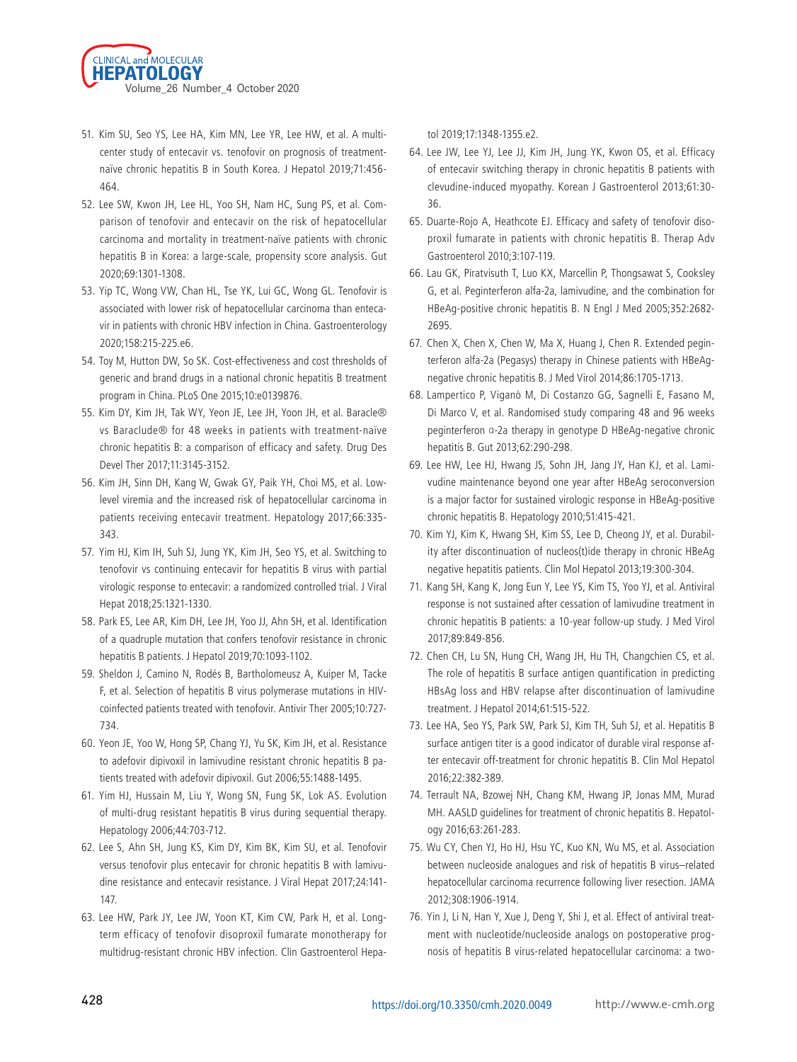51. Kim SU, Seo YS, Lee HA, Kim MN, Lee YR, Lee HW, et al. A multicenter study of entecavir vs. tenofovir on prognosis of treatment-naïve chronic hepatitis B in South Korea. J Hepatol 2019;71:456-464.
52. Lee SW, Kwon JH, Lee HL, Yoo SH, Nam HC, Sung PS, et al. Comparison of tenofovir and entecavir on the risk of hepatocellular carcinoma and mortality in treatment-naïve patients with chronic hepatitis B in Korea: a large-scale, propensity score analysis. Gut 2020;69:1301-1308.
53. Yip TC, Wong VW, Chan HL, Tse YK, Lui GC, Wong GL. Tenofovir is associated with lower risk of hepatocellular carcinoma than entecavir in patients with chronic HBV infection in China. Gastroenterology 2020;158:215-225.e6.
54. Toy M, Hutton DW, So SK. Cost-effectiveness and cost thresholds of generic and brand drugs in a national chronic hepatitis B treatment program in China. PLoS One 2015;10:e0139876.
55. Kim DY, Kim JH, Tak WY, Yeon JE, Lee JH, Yoon JH, et al. Baracle® vs Baraclude® for 48 weeks in patients with treatment-naïve chronic hepatitis B: a comparison of efficacy and safety. Drug Des Devel Ther 2017;11:3145-3152.
56. Kim JH, Sinn DH, Kang W, Gwak GY, Paik YH, Choi MS, et al. Low-level viremia and the increased risk of hepatocellular carcinoma in patients receiving entecavir treatment. Hepatology 2017;66:335-343.
57. Yim HJ, Kim IH, Suh SJ, Jung YK, Kim JH, Seo YS, et al. Switching to tenofovir vs continuing entecavir for hepatitis B virus with partial virologic response to entecavir: a randomized controlled trial. J Viral Hepat 2018;25:1321-1330.
58. Park ES, Lee AR, Kim DH, Lee JH, Yoo JJ, Ahn SH, et al. Identification of a quadruple mutation that confers tenofovir resistance in chronic hepatitis B patients. J Hepatol 2019;70:1093-1102.
59. Sheldon J, Camino N, Rodés B, Bartholomeusz A, Kuiper M, Tacke F, et al. Selection of hepatitis B virus polymerase mutations in HIV-coinfected patients treated with tenofovir. Antivir Ther 2005;10:727-734.
60. Yeon JE, Yoo W, Hong SP, Chang YJ, Yu SK, Kim JH, et al. Resistance to adefovir dipivoxil in lamivudine resistant chronic hepatitis B patients treated with adefovir dipivoxil. Gut 2006;55:1488-1495.
61. Yim HJ, Hussain M, Liu Y, Wong SN, Fung SK, Lok AS. Evolution of multi-drug resistant hepatitis B virus during sequential therapy. Hepatology 2006;44:703-712.
62. Lee S, Ahn SH, Jung KS, Kim DY, Kim BK, Kim SU, et al. Tenofovir versus tenofovir plus entecavir for chronic hepatitis B with lamivudine resistance and entecavir resistance. J Viral Hepat 2017;24:141-147.
63. Lee HW, Park JY, Lee JW, Yoon KT, Kim CW, Park H, et al. Long-term efficacy of tenofovir disoproxil fumarate monotherapy for multidrug-resistant chronic HBV infection. Clin Gastroenterol Hepatol 2019;17:1348-1355.e2.
64. Lee JW, Lee YJ, Lee JJ, Kim JH, Jung YK, Kwon OS, et al. Efficacy of entecavir switching therapy in chronic hepatitis B patients with clevudine-induced myopathy. Korean J Gastroenterol 2013;61:30-36.
65. Duarte-Rojo A, Heathcote EJ. Efficacy and safety of tenofovir disoproxil fumarate in patients with chronic hepatitis B. Therap Adv Gastroenterol 2010;3:107-119.
66. Lau GK, Piratvisuth T, Luo KX, Marcellin P, Thongsawat S, Cooksley G, et al. Peginterferon alfa-2a, lamivudine, and the combination for HBeAg-positive chronic hepatitis B. N Engl J Med 2005;352:2682-2695.
67. Chen X, Chen X, Chen W, Ma X, Huang J, Chen R. Extended peginterferon alfa-2a (Pegasys) therapy in Chinese patients with HBeAg-negative chronic hepatitis B. J Med Virol 2014;86:1705-1713.
68. Lampertico P, Viganò M, Di Costanzo GG, Sagnelli E, Fasano M, Di Marco V, et al. Randomised study comparing 48 and 96 weeks peginterferon α-2a therapy in genotype D HBeAg-negative chronic hepatitis B. Gut 2013;62:290-298.
69. Lee HW, Lee HJ, Hwang JS, Sohn JH, Jang JY, Han KJ, et al. Lamivudine maintenance beyond one year after HBeAg seroconversion is a major factor for sustained virologic response in HBeAg-positive chronic hepatitis B. Hepatology 2010;51:415-421.
70. Kim YJ, Kim K, Hwang SH, Kim SS, Lee D, Cheong JY, et al. Durability after discontinuation of nucleos(t)ide therapy in chronic HBeAg negative hepatitis patients. Clin Mol Hepatol 2013;19:300-304.
71. Kang SH, Kang K, Jong Eun Y, Lee YS, Kim TS, Yoo YJ, et al. Antiviral response is not sustained after cessation of lamivudine treatment in chronic hepatitis B patients: a 10-year follow-up study. J Med Virol 2017;89:849-856.
72. Chen CH, Lu SN, Hung CH, Wang JH, Hu TH, Changchien CS, et al. The role of hepatitis B surface antigen quantification in predicting HBsAg loss and HBV relapse after discontinuation of lamivudine treatment. J Hepatol 2014;61:515-522.
73. Lee HA, Seo YS, Park SW, Park SJ, Kim TH, Suh SJ, et al. Hepatitis B surface antigen titer is a good indicator of durable viral response after entecavir off-treatment for chronic hepatitis B. Clin Mol Hepatol 2016;22:382-389.
74. Terrault NA, Bzowej NH, Chang KM, Hwang JP, Jonas MM, Murad MH. AASLD guidelines for treatment of chronic hepatitis B. Hepatology 2016;63:261-283.
75. Wu CY, Chen YJ, Ho HJ, Hsu YC, Kuo KN, Wu MS, et al. Association between nucleoside analogues and risk of hepatitis B virus–related hepatocellular carcinoma recurrence following liver resection. JAMA 2012;308:1906-1914.
76. Yin J, Li N, Han Y, Xue J, Deng Y, Shi J, et al. Effect of antiviral treatment with nucleotide/nucleoside analogs on postoperative prognosis of hepatitis B virus-related hepatocellular carcinoma: a two-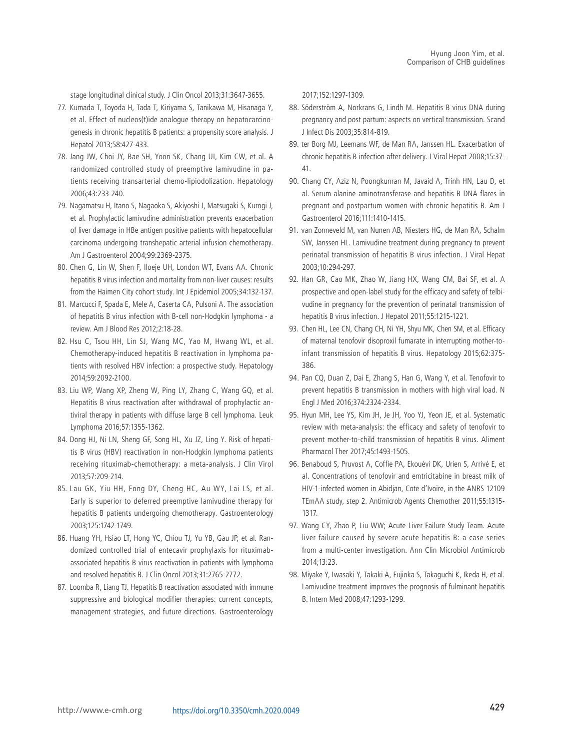stage longitudinal clinical study. J Clin Oncol 2013;31:3647-3655.

77. Kumada T, Toyoda H, Tada T, Kiriyama S, Tanikawa M, Hisanaga Y, et al. Effect of nucleos(t)ide analogue therapy on hepatocarcinogenesis in chronic hepatitis B patients: a propensity score analysis. J Hepatol 2013;58:427-433.
78. Jang JW, Choi JY, Bae SH, Yoon SK, Chang UI, Kim CW, et al. A randomized controlled study of preemptive lamivudine in patients receiving transarterial chemo-lipiodolization. Hepatology 2006;43:233-240.
79. Nagamatsu H, Itano S, Nagaoka S, Akiyoshi J, Matsugaki S, Kurogi J, et al. Prophylactic lamivudine administration prevents exacerbation of liver damage in HBe antigen positive patients with hepatocellular carcinoma undergoing transhepatic arterial infusion chemotherapy. Am J Gastroenterol 2004;99:2369-2375.
80. Chen G, Lin W, Shen F, Iloeje UH, London WT, Evans AA. Chronic hepatitis B virus infection and mortality from non-liver causes: results from the Haimen City cohort study. Int J Epidemiol 2005;34:132-137.
81. Marcucci F, Spada E, Mele A, Caserta CA, Pulsoni A. The association of hepatitis B virus infection with B-cell non-Hodgkin lymphoma - a review. Am J Blood Res 2012;2:18-28.
82. Hsu C, Tsou HH, Lin SJ, Wang MC, Yao M, Hwang WL, et al. Chemotherapy-induced hepatitis B reactivation in lymphoma patients with resolved HBV infection: a prospective study. Hepatology 2014;59:2092-2100.
83. Liu WP, Wang XP, Zheng W, Ping LY, Zhang C, Wang GQ, et al. Hepatitis B virus reactivation after withdrawal of prophylactic antiviral therapy in patients with diffuse large B cell lymphoma. Leuk Lymphoma 2016;57:1355-1362.
84. Dong HJ, Ni LN, Sheng GF, Song HL, Xu JZ, Ling Y. Risk of hepatitis B virus (HBV) reactivation in non-Hodgkin lymphoma patients receiving rituximab-chemotherapy: a meta-analysis. J Clin Virol 2013;57:209-214.
85. Lau GK, Yiu HH, Fong DY, Cheng HC, Au WY, Lai LS, et al. Early is superior to deferred preemptive lamivudine therapy for hepatitis B patients undergoing chemotherapy. Gastroenterology 2003;125:1742-1749.
86. Huang YH, Hsiao LT, Hong YC, Chiou TJ, Yu YB, Gau JP, et al. Randomized controlled trial of entecavir prophylaxis for rituximab-associated hepatitis B virus reactivation in patients with lymphoma and resolved hepatitis B. J Clin Oncol 2013;31:2765-2772.
87. Loomba R, Liang TJ. Hepatitis B reactivation associated with immune suppressive and biological modifier therapies: current concepts, management strategies, and future directions. Gastroenterology 2017;152:1297-1309.
88. Söderström A, Norkrans G, Lindh M. Hepatitis B virus DNA during pregnancy and post partum: aspects on vertical transmission. Scand J Infect Dis 2003;35:814-819.
89. ter Borg MJ, Leemans WF, de Man RA, Janssen HL. Exacerbation of chronic hepatitis B infection after delivery. J Viral Hepat 2008;15:37-41.
90. Chang CY, Aziz N, Poongkunran M, Javaid A, Trinh HN, Lau D, et al. Serum alanine aminotransferase and hepatitis B DNA flares in pregnant and postpartum women with chronic hepatitis B. Am J Gastroenterol 2016;111:1410-1415.
91. van Zonneveld M, van Nunen AB, Niesters HG, de Man RA, Schalm SW, Janssen HL. Lamivudine treatment during pregnancy to prevent perinatal transmission of hepatitis B virus infection. J Viral Hepat 2003;10:294-297.
92. Han GR, Cao MK, Zhao W, Jiang HX, Wang CM, Bai SF, et al. A prospective and open-label study for the efficacy and safety of telbivudine in pregnancy for the prevention of perinatal transmission of hepatitis B virus infection. J Hepatol 2011;55:1215-1221.
93. Chen HL, Lee CN, Chang CH, Ni YH, Shyu MK, Chen SM, et al. Efficacy of maternal tenofovir disoproxil fumarate in interrupting mother-to-infant transmission of hepatitis B virus. Hepatology 2015;62:375-386.
94. Pan CQ, Duan Z, Dai E, Zhang S, Han G, Wang Y, et al. Tenofovir to prevent hepatitis B transmission in mothers with high viral load. N Engl J Med 2016;374:2324-2334.
95. Hyun MH, Lee YS, Kim JH, Je JH, Yoo YJ, Yeon JE, et al. Systematic review with meta-analysis: the efficacy and safety of tenofovir to prevent mother-to-child transmission of hepatitis B virus. Aliment Pharmacol Ther 2017;45:1493-1505.
96. Benaboud S, Pruvost A, Coffie PA, Ekouévi DK, Urien S, Arrivé E, et al. Concentrations of tenofovir and emtricitabine in breast milk of HIV-1-infected women in Abidjan, Cote d'Ivoire, in the ANRS 12109 TEmAA study, step 2. Antimicrob Agents Chemother 2011;55:1315-1317.
97. Wang CY, Zhao P, Liu WW; Acute Liver Failure Study Team. Acute liver failure caused by severe acute hepatitis B: a case series from a multi-center investigation. Ann Clin Microbiol Antimicrob 2014;13:23.
98. Miyake Y, Iwasaki Y, Takaki A, Fujioka S, Takaguchi K, Ikeda H, et al. Lamivudine treatment improves the prognosis of fulminant hepatitis B. Intern Med 2008;47:1293-1299.